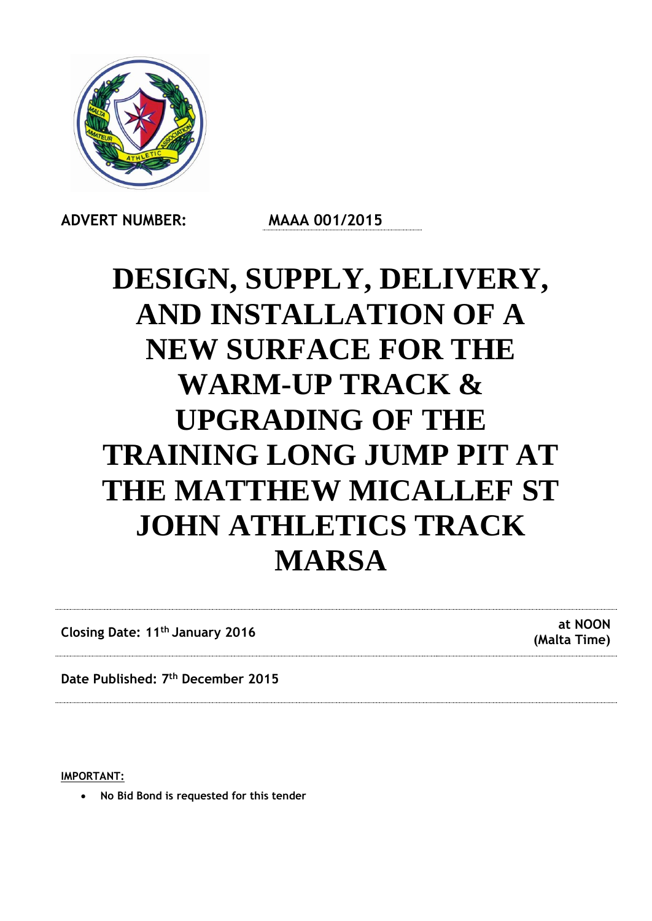**ADVERT NUMBER:** **MAAA 001/2015**

# DESIGN, SUPPLY, DELIVERY, AND INSTALLATION OF A NEW SURFACE FOR THE WARM-UP TRACK & UPGRADING OF THE TRAINING LONG JUMP PIT AT THE MATTHEW MICALLEF ST JOHN ATHLETICS TRACK MARSA

**Closing Date: 11th January 2016** **at NOON (Malta Time)**

**Date Published: 7th December 2015**

**IMPORTANT:**

- **No Bid Bond is requested for this tender**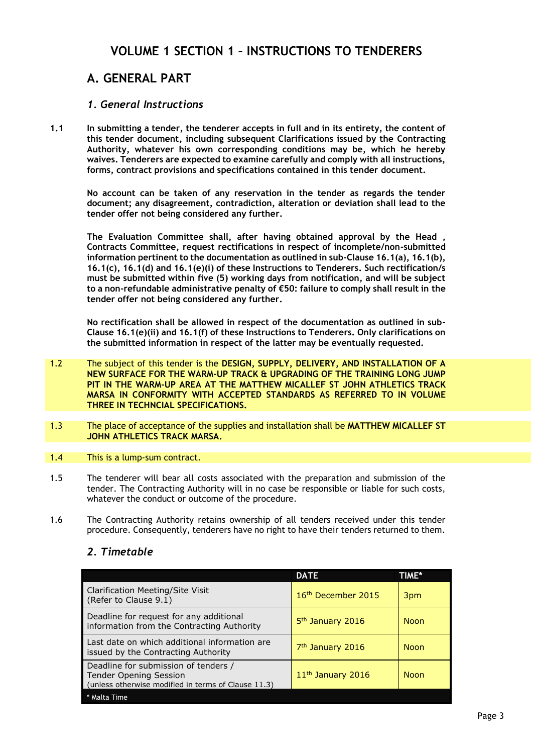# VOLUME 1 SECTION 1 – INSTRUCTIONS TO TENDERERS

## A. GENERAL PART

### *1. General Instructions*

1.1 **In submitting a tender, the tenderer accepts in full and in its entirety, the content of this tender document, including subsequent Clarifications issued by the Contracting Authority, whatever his own corresponding conditions may be, which he hereby waives. Tenderers are expected to examine carefully and comply with all instructions, forms, contract provisions and specifications contained in this tender document.**

**No account can be taken of any reservation in the tender as regards the tender document; any disagreement, contradiction, alteration or deviation shall lead to the tender offer not being considered any further.**

**The Evaluation Committee shall, after having obtained approval by the Head , Contracts Committee, request rectifications in respect of incomplete/non-submitted information pertinent to the documentation as outlined in sub-Clause 16.1(a), 16.1(b), 16.1(c), 16.1(d) and 16.1(e)(i) of these Instructions to Tenderers. Such rectification/s must be submitted within five (5) working days from notification, and will be subject to a non-refundable administrative penalty of €50: failure to comply shall result in the tender offer not being considered any further.**

**No rectification shall be allowed in respect of the documentation as outlined in sub-Clause 16.1(e)(ii) and 16.1(f) of these Instructions to Tenderers. Only clarifications on the submitted information in respect of the latter may be eventually requested.**

1.2 The subject of this tender is the **DESIGN, SUPPLY, DELIVERY, AND INSTALLATION OF A NEW SURFACE FOR THE WARM-UP TRACK & UPGRADING OF THE TRAINING LONG JUMP PIT IN THE WARM-UP AREA AT THE MATTHEW MICALLEF ST JOHN ATHLETICS TRACK MARSA IN CONFORMITY WITH ACCEPTED STANDARDS AS REFERRED TO IN VOLUME THREE IN TECHNCIAL SPECIFICATIONS.**

1.3 The place of acceptance of the supplies and installation shall be **MATTHEW MICALLEF ST JOHN ATHLETICS TRACK MARSA.**

1.4 This is a lump-sum contract.

1.5 The tenderer will bear all costs associated with the preparation and submission of the tender. The Contracting Authority will in no case be responsible or liable for such costs, whatever the conduct or outcome of the procedure.

1.6 The Contracting Authority retains ownership of all tenders received under this tender procedure. Consequently, tenderers have no right to have their tenders returned to them.

### *2. Timetable*

| | DATE | TIME* |
|---|---|---|
| Clarification Meeting/Site Visit (Refer to Clause 9.1) | 16th December 2015 | 3pm |
| Deadline for request for any additional information from the Contracting Authority | 5th January 2016 | Noon |
| Last date on which additional information are issued by the Contracting Authority | 7th January 2016 | Noon |
| Deadline for submission of tenders / Tender Opening Session (unless otherwise modified in terms of Clause 11.3) | 11th January 2016 | Noon |

\* Malta Time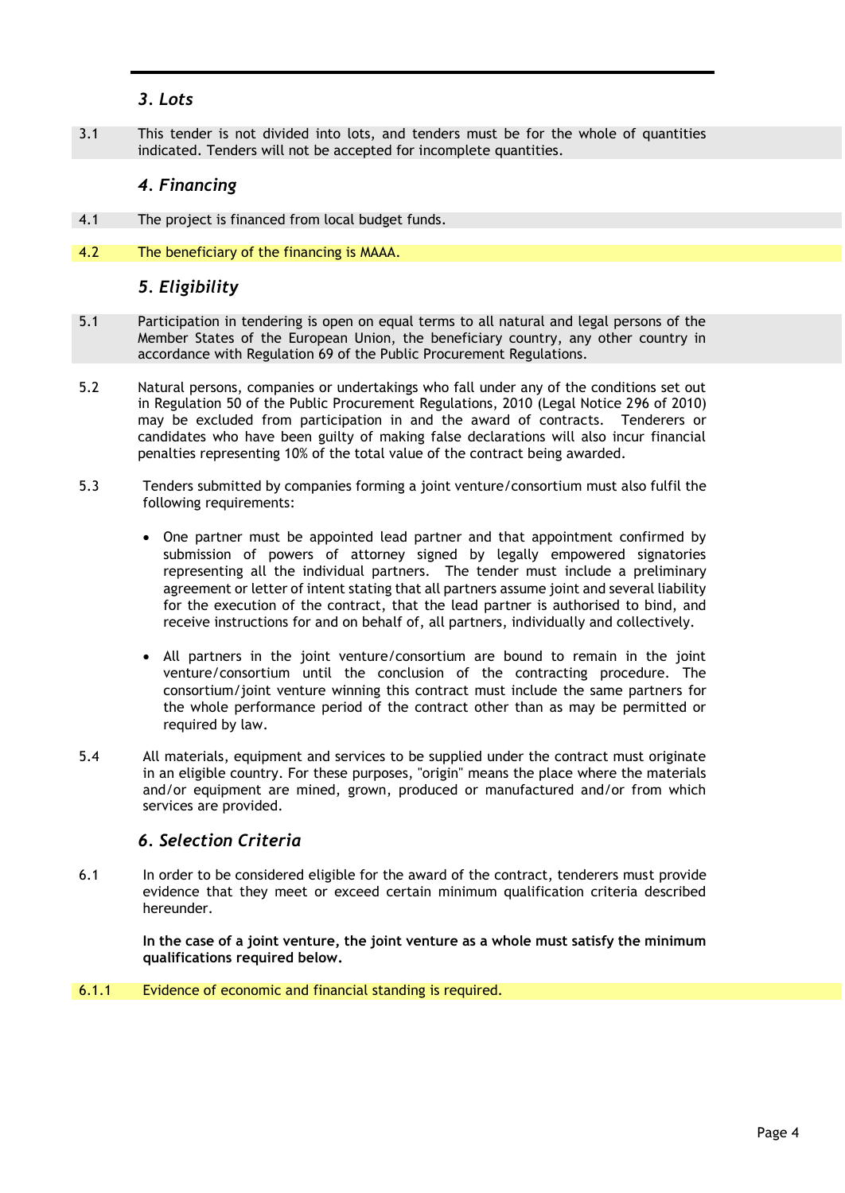### *3. Lots*

3.1 This tender is not divided into lots, and tenders must be for the whole of quantities indicated. Tenders will not be accepted for incomplete quantities.

### *4. Financing*

4.1 The project is financed from local budget funds.

4.2 The beneficiary of the financing is MAAA.

### *5. Eligibility*

5.1 Participation in tendering is open on equal terms to all natural and legal persons of the Member States of the European Union, the beneficiary country, any other country in accordance with Regulation 69 of the Public Procurement Regulations.

5.2 Natural persons, companies or undertakings who fall under any of the conditions set out in Regulation 50 of the Public Procurement Regulations, 2010 (Legal Notice 296 of 2010) may be excluded from participation in and the award of contracts. Tenderers or candidates who have been guilty of making false declarations will also incur financial penalties representing 10% of the total value of the contract being awarded.

5.3 Tenders submitted by companies forming a joint venture/consortium must also fulfil the following requirements:

- One partner must be appointed lead partner and that appointment confirmed by submission of powers of attorney signed by legally empowered signatories representing all the individual partners. The tender must include a preliminary agreement or letter of intent stating that all partners assume joint and several liability for the execution of the contract, that the lead partner is authorised to bind, and receive instructions for and on behalf of, all partners, individually and collectively.
- All partners in the joint venture/consortium are bound to remain in the joint venture/consortium until the conclusion of the contracting procedure. The consortium/joint venture winning this contract must include the same partners for the whole performance period of the contract other than as may be permitted or required by law.

5.4 All materials, equipment and services to be supplied under the contract must originate in an eligible country. For these purposes, "origin" means the place where the materials and/or equipment are mined, grown, produced or manufactured and/or from which services are provided.

### *6. Selection Criteria*

6.1 In order to be considered eligible for the award of the contract, tenderers must provide evidence that they meet or exceed certain minimum qualification criteria described hereunder.

**In the case of a joint venture, the joint venture as a whole must satisfy the minimum qualifications required below.**

6.1.1 Evidence of economic and financial standing is required.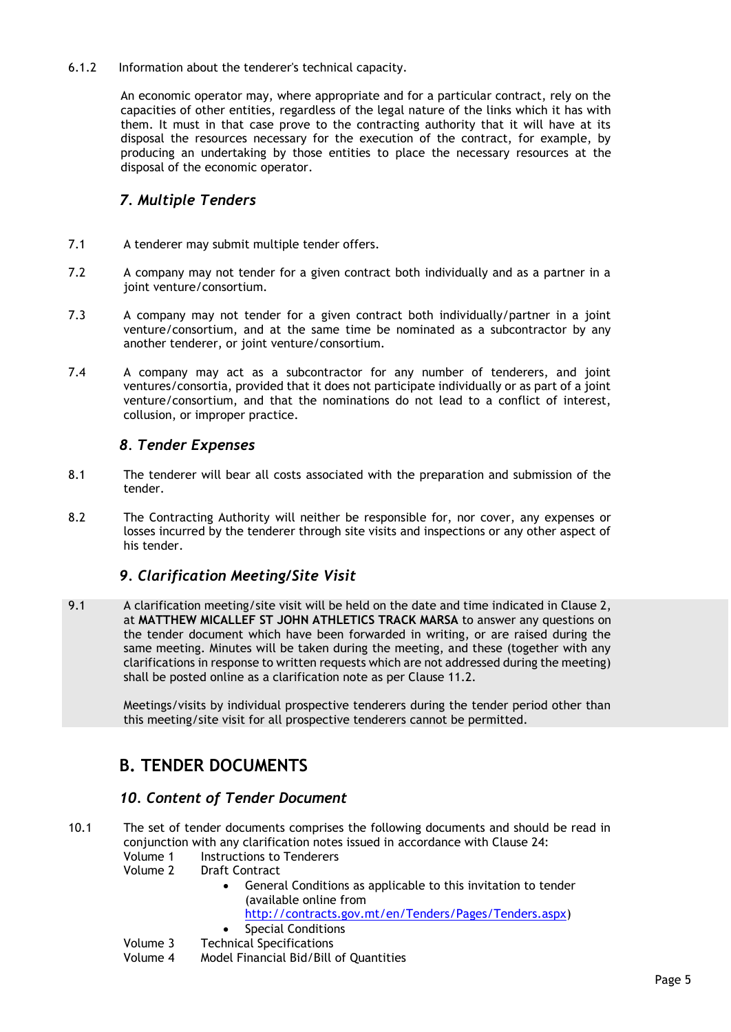6.1.2 Information about the tenderer's technical capacity.

An economic operator may, where appropriate and for a particular contract, rely on the capacities of other entities, regardless of the legal nature of the links which it has with them. It must in that case prove to the contracting authority that it will have at its disposal the resources necessary for the execution of the contract, for example, by producing an undertaking by those entities to place the necessary resources at the disposal of the economic operator.

### *7. Multiple Tenders*

7.1 A tenderer may submit multiple tender offers.

7.2 A company may not tender for a given contract both individually and as a partner in a joint venture/consortium.

7.3 A company may not tender for a given contract both individually/partner in a joint venture/consortium, and at the same time be nominated as a subcontractor by any another tenderer, or joint venture/consortium.

7.4 A company may act as a subcontractor for any number of tenderers, and joint ventures/consortia, provided that it does not participate individually or as part of a joint venture/consortium, and that the nominations do not lead to a conflict of interest, collusion, or improper practice.

### *8. Tender Expenses*

8.1 The tenderer will bear all costs associated with the preparation and submission of the tender.

8.2 The Contracting Authority will neither be responsible for, nor cover, any expenses or losses incurred by the tenderer through site visits and inspections or any other aspect of his tender.

### *9. Clarification Meeting/Site Visit*

9.1 A clarification meeting/site visit will be held on the date and time indicated in Clause 2, at **MATTHEW MICALLEF ST JOHN ATHLETICS TRACK MARSA** to answer any questions on the tender document which have been forwarded in writing, or are raised during the same meeting. Minutes will be taken during the meeting, and these (together with any clarifications in response to written requests which are not addressed during the meeting) shall be posted online as a clarification note as per Clause 11.2.

Meetings/visits by individual prospective tenderers during the tender period other than this meeting/site visit for all prospective tenderers cannot be permitted.

## B. TENDER DOCUMENTS

### *10. Content of Tender Document*

10.1 The set of tender documents comprises the following documents and should be read in conjunction with any clarification notes issued in accordance with Clause 24:

Volume 1 Instructions to Tenderers

Volume 2 Draft Contract

- General Conditions as applicable to this invitation to tender (available online from http://contracts.gov.mt/en/Tenders/Pages/Tenders.aspx)
- Special Conditions

Volume 3 Technical Specifications

Volume 4 Model Financial Bid/Bill of Quantities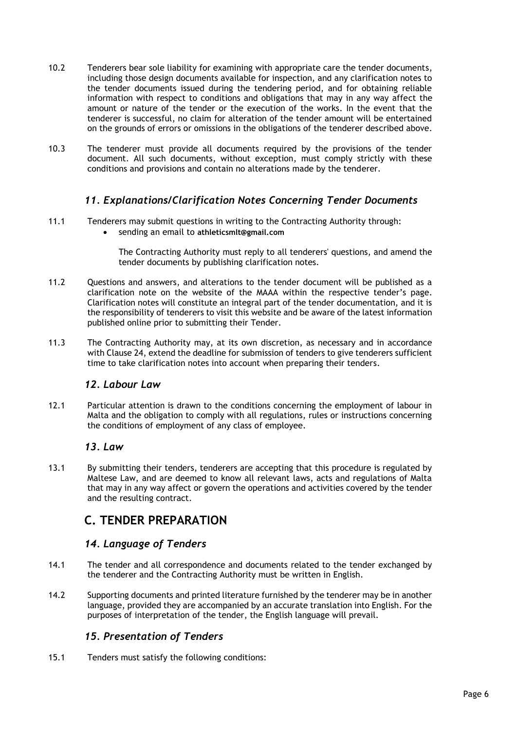10.2 Tenderers bear sole liability for examining with appropriate care the tender documents, including those design documents available for inspection, and any clarification notes to the tender documents issued during the tendering period, and for obtaining reliable information with respect to conditions and obligations that may in any way affect the amount or nature of the tender or the execution of the works. In the event that the tenderer is successful, no claim for alteration of the tender amount will be entertained on the grounds of errors or omissions in the obligations of the tenderer described above.

10.3 The tenderer must provide all documents required by the provisions of the tender document. All such documents, without exception, must comply strictly with these conditions and provisions and contain no alterations made by the tenderer.

### *11. Explanations/Clarification Notes Concerning Tender Documents*

11.1 Tenderers may submit questions in writing to the Contracting Authority through:

- sending an email to **athleticsmlt@gmail.com**

  The Contracting Authority must reply to all tenderers' questions, and amend the tender documents by publishing clarification notes.

11.2 Questions and answers, and alterations to the tender document will be published as a clarification note on the website of the MAAA within the respective tender's page. Clarification notes will constitute an integral part of the tender documentation, and it is the responsibility of tenderers to visit this website and be aware of the latest information published online prior to submitting their Tender.

11.3 The Contracting Authority may, at its own discretion, as necessary and in accordance with Clause 24, extend the deadline for submission of tenders to give tenderers sufficient time to take clarification notes into account when preparing their tenders.

### *12. Labour Law*

12.1 Particular attention is drawn to the conditions concerning the employment of labour in Malta and the obligation to comply with all regulations, rules or instructions concerning the conditions of employment of any class of employee.

### *13. Law*

13.1 By submitting their tenders, tenderers are accepting that this procedure is regulated by Maltese Law, and are deemed to know all relevant laws, acts and regulations of Malta that may in any way affect or govern the operations and activities covered by the tender and the resulting contract.

## C. TENDER PREPARATION

### *14. Language of Tenders*

14.1 The tender and all correspondence and documents related to the tender exchanged by the tenderer and the Contracting Authority must be written in English.

14.2 Supporting documents and printed literature furnished by the tenderer may be in another language, provided they are accompanied by an accurate translation into English. For the purposes of interpretation of the tender, the English language will prevail.

### *15. Presentation of Tenders*

15.1 Tenders must satisfy the following conditions: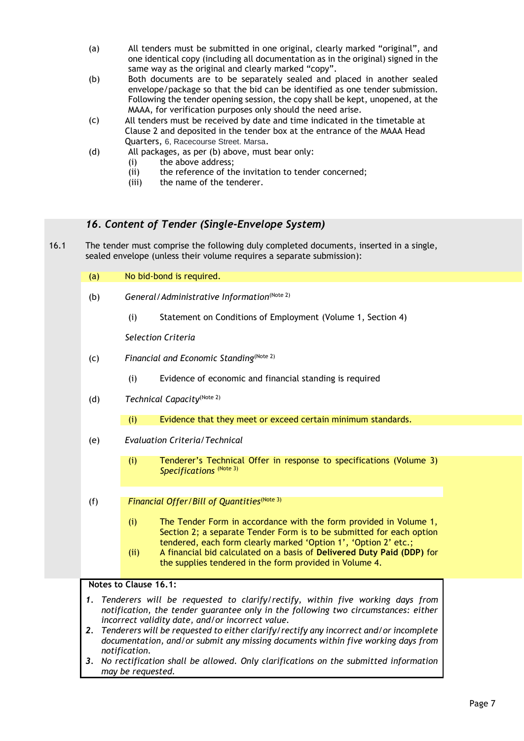(a) All tenders must be submitted in one original, clearly marked "original", and one identical copy (including all documentation as in the original) signed in the same way as the original and clearly marked "copy".

(b) Both documents are to be separately sealed and placed in another sealed envelope/package so that the bid can be identified as one tender submission. Following the tender opening session, the copy shall be kept, unopened, at the MAAA, for verification purposes only should the need arise.

(c) All tenders must be received by date and time indicated in the timetable at Clause 2 and deposited in the tender box at the entrance of the MAAA Head Quarters, 6, Racecourse Street. Marsa.

(d) All packages, as per (b) above, must bear only:
   - (i) the above address;
   - (ii) the reference of the invitation to tender concerned;
   - (iii) the name of the tenderer.

### *16. Content of Tender (Single-Envelope System)*

16.1 The tender must comprise the following duly completed documents, inserted in a single, sealed envelope (unless their volume requires a separate submission):

(a) No bid-bond is required.

(b) *General/Administrative Information*[Note 2]

   (i) Statement on Conditions of Employment (Volume 1, Section 4)

*Selection Criteria*

(c) *Financial and Economic Standing*[Note 2]

   (i) Evidence of economic and financial standing is required

(d) *Technical Capacity*[Note 2]

   (i) Evidence that they meet or exceed certain minimum standards.

(e) *Evaluation Criteria/Technical*

   (i) Tenderer's Technical Offer in response to specifications (Volume 3) *Specifications* [Note 3]

(f) *Financial Offer/Bill of Quantities*[Note 3]

   (i) The Tender Form in accordance with the form provided in Volume 1, Section 2; a separate Tender Form is to be submitted for each option tendered, each form clearly marked 'Option 1', 'Option 2' etc.;

   (ii) A financial bid calculated on a basis of **Delivered Duty Paid (DDP)** for the supplies tendered in the form provided in Volume 4.

**Notes to Clause 16.1:**

1. *Tenderers will be requested to clarify/rectify, within five working days from notification, the tender guarantee only in the following two circumstances: either incorrect validity date, and/or incorrect value.*
2. *Tenderers will be requested to either clarify/rectify any incorrect and/or incomplete documentation, and/or submit any missing documents within five working days from notification.*
3. *No rectification shall be allowed. Only clarifications on the submitted information may be requested.*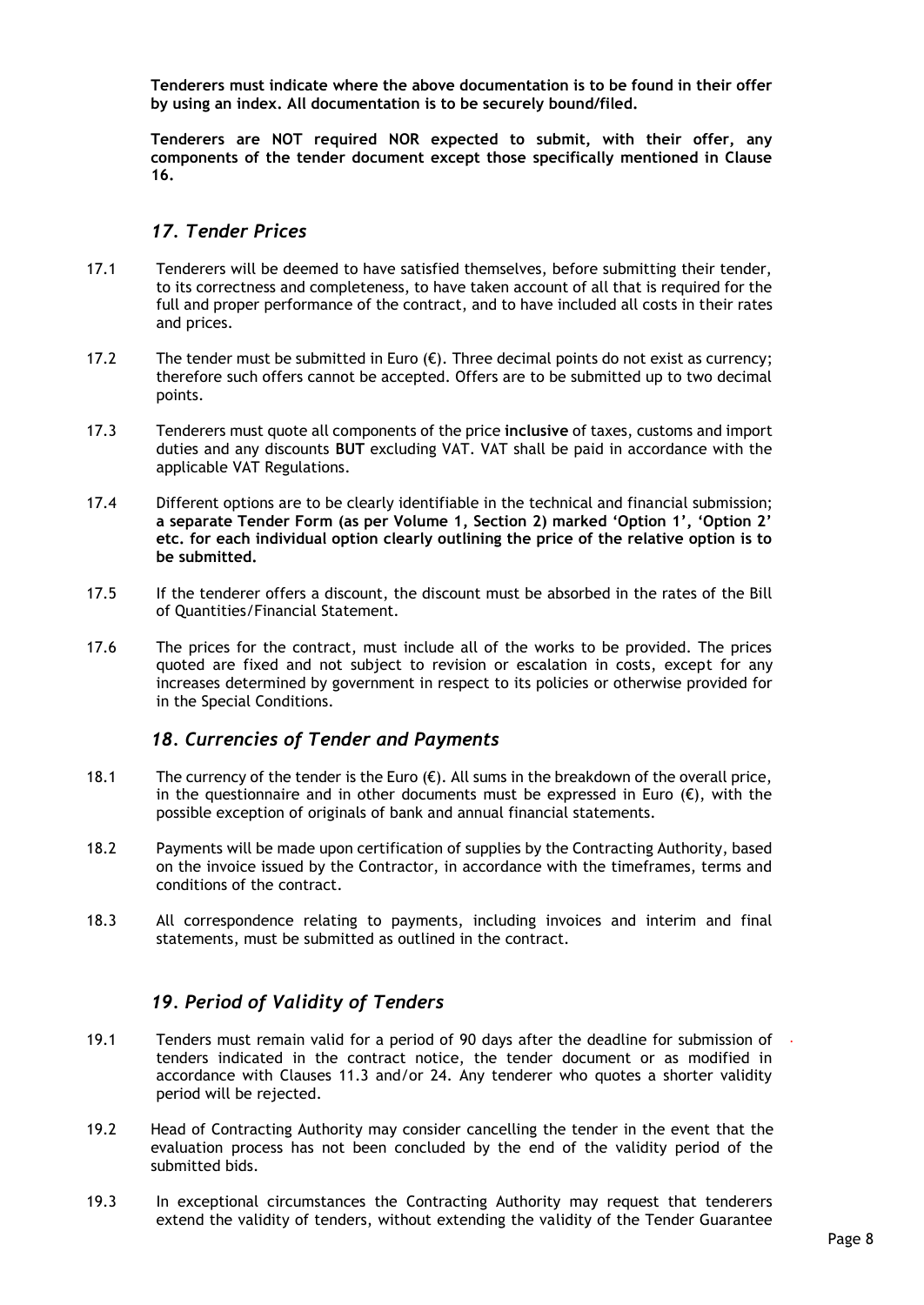**Tenderers must indicate where the above documentation is to be found in their offer by using an index. All documentation is to be securely bound/filed.**

**Tenderers are NOT required NOR expected to submit, with their offer, any components of the tender document except those specifically mentioned in Clause 16.**

## *17. Tender Prices*

17.1 Tenderers will be deemed to have satisfied themselves, before submitting their tender, to its correctness and completeness, to have taken account of all that is required for the full and proper performance of the contract, and to have included all costs in their rates and prices.

17.2 The tender must be submitted in Euro (€). Three decimal points do not exist as currency; therefore such offers cannot be accepted. Offers are to be submitted up to two decimal points.

17.3 Tenderers must quote all components of the price **inclusive** of taxes, customs and import duties and any discounts **BUT** excluding VAT. VAT shall be paid in accordance with the applicable VAT Regulations.

17.4 Different options are to be clearly identifiable in the technical and financial submission; **a separate Tender Form (as per Volume 1, Section 2) marked 'Option 1', 'Option 2' etc. for each individual option clearly outlining the price of the relative option is to be submitted.**

17.5 If the tenderer offers a discount, the discount must be absorbed in the rates of the Bill of Quantities/Financial Statement.

17.6 The prices for the contract, must include all of the works to be provided. The prices quoted are fixed and not subject to revision or escalation in costs, except for any increases determined by government in respect to its policies or otherwise provided for in the Special Conditions.

## *18. Currencies of Tender and Payments*

18.1 The currency of the tender is the Euro (€). All sums in the breakdown of the overall price, in the questionnaire and in other documents must be expressed in Euro (€), with the possible exception of originals of bank and annual financial statements.

18.2 Payments will be made upon certification of supplies by the Contracting Authority, based on the invoice issued by the Contractor, in accordance with the timeframes, terms and conditions of the contract.

18.3 All correspondence relating to payments, including invoices and interim and final statements, must be submitted as outlined in the contract.

## *19. Period of Validity of Tenders*

19.1 Tenders must remain valid for a period of 90 days after the deadline for submission of tenders indicated in the contract notice, the tender document or as modified in accordance with Clauses 11.3 and/or 24. Any tenderer who quotes a shorter validity period will be rejected.

19.2 Head of Contracting Authority may consider cancelling the tender in the event that the evaluation process has not been concluded by the end of the validity period of the submitted bids.

19.3 In exceptional circumstances the Contracting Authority may request that tenderers extend the validity of tenders, without extending the validity of the Tender Guarantee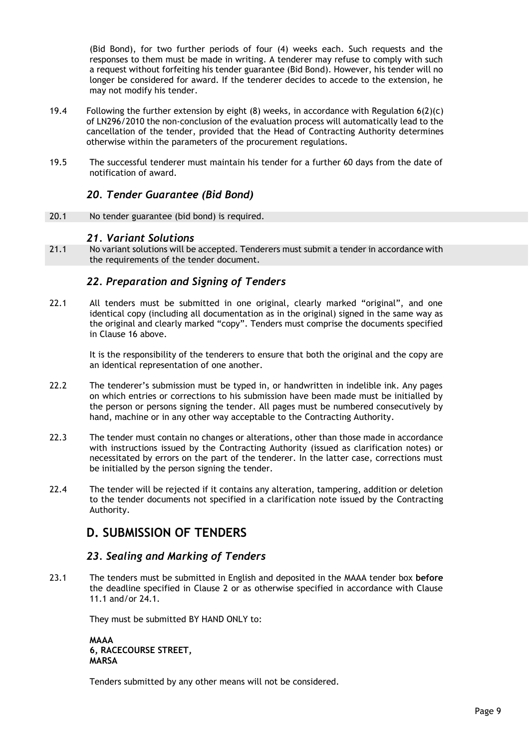(Bid Bond), for two further periods of four (4) weeks each. Such requests and the responses to them must be made in writing. A tenderer may refuse to comply with such a request without forfeiting his tender guarantee (Bid Bond). However, his tender will no longer be considered for award. If the tenderer decides to accede to the extension, he may not modify his tender.

19.4 Following the further extension by eight (8) weeks, in accordance with Regulation 6(2)(c) of LN296/2010 the non-conclusion of the evaluation process will automatically lead to the cancellation of the tender, provided that the Head of Contracting Authority determines otherwise within the parameters of the procurement regulations.

19.5 The successful tenderer must maintain his tender for a further 60 days from the date of notification of award.

### *20. Tender Guarantee (Bid Bond)*

20.1 No tender guarantee (bid bond) is required.

### *21. Variant Solutions*

21.1 No variant solutions will be accepted. Tenderers must submit a tender in accordance with the requirements of the tender document.

### *22. Preparation and Signing of Tenders*

22.1 All tenders must be submitted in one original, clearly marked "original", and one identical copy (including all documentation as in the original) signed in the same way as the original and clearly marked "copy". Tenders must comprise the documents specified in Clause 16 above.

It is the responsibility of the tenderers to ensure that both the original and the copy are an identical representation of one another.

22.2 The tenderer's submission must be typed in, or handwritten in indelible ink. Any pages on which entries or corrections to his submission have been made must be initialled by the person or persons signing the tender. All pages must be numbered consecutively by hand, machine or in any other way acceptable to the Contracting Authority.

22.3 The tender must contain no changes or alterations, other than those made in accordance with instructions issued by the Contracting Authority (issued as clarification notes) or necessitated by errors on the part of the tenderer. In the latter case, corrections must be initialled by the person signing the tender.

22.4 The tender will be rejected if it contains any alteration, tampering, addition or deletion to the tender documents not specified in a clarification note issued by the Contracting Authority.

## D. SUBMISSION OF TENDERS

### *23. Sealing and Marking of Tenders*

23.1 The tenders must be submitted in English and deposited in the MAAA tender box **before** the deadline specified in Clause 2 or as otherwise specified in accordance with Clause 11.1 and/or 24.1.

They must be submitted BY HAND ONLY to:

**MAAA**
**6, RACECOURSE STREET,**
**MARSA**

Tenders submitted by any other means will not be considered.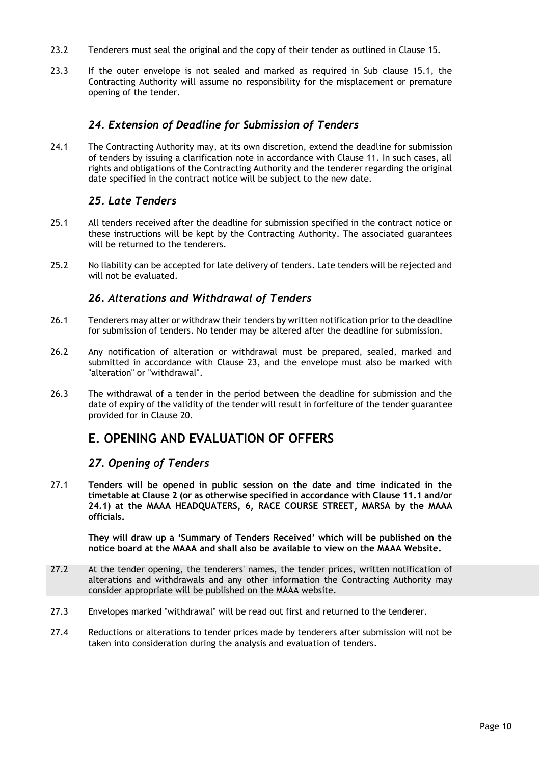23.2 Tenderers must seal the original and the copy of their tender as outlined in Clause 15.

23.3 If the outer envelope is not sealed and marked as required in Sub clause 15.1, the Contracting Authority will assume no responsibility for the misplacement or premature opening of the tender.

### *24. Extension of Deadline for Submission of Tenders*

24.1 The Contracting Authority may, at its own discretion, extend the deadline for submission of tenders by issuing a clarification note in accordance with Clause 11. In such cases, all rights and obligations of the Contracting Authority and the tenderer regarding the original date specified in the contract notice will be subject to the new date.

### *25. Late Tenders*

25.1 All tenders received after the deadline for submission specified in the contract notice or these instructions will be kept by the Contracting Authority. The associated guarantees will be returned to the tenderers.

25.2 No liability can be accepted for late delivery of tenders. Late tenders will be rejected and will not be evaluated.

### *26. Alterations and Withdrawal of Tenders*

26.1 Tenderers may alter or withdraw their tenders by written notification prior to the deadline for submission of tenders. No tender may be altered after the deadline for submission.

26.2 Any notification of alteration or withdrawal must be prepared, sealed, marked and submitted in accordance with Clause 23, and the envelope must also be marked with "alteration" or "withdrawal".

26.3 The withdrawal of a tender in the period between the deadline for submission and the date of expiry of the validity of the tender will result in forfeiture of the tender guarantee provided for in Clause 20.

## E. OPENING AND EVALUATION OF OFFERS

### *27. Opening of Tenders*

27.1 **Tenders will be opened in public session on the date and time indicated in the timetable at Clause 2 (or as otherwise specified in accordance with Clause 11.1 and/or 24.1) at the MAAA HEADQUATERS, 6, RACE COURSE STREET, MARSA by the MAAA officials.**

**They will draw up a 'Summary of Tenders Received' which will be published on the notice board at the MAAA and shall also be available to view on the MAAA Website.**

27.2 At the tender opening, the tenderers' names, the tender prices, written notification of alterations and withdrawals and any other information the Contracting Authority may consider appropriate will be published on the MAAA website.

27.3 Envelopes marked "withdrawal" will be read out first and returned to the tenderer.

27.4 Reductions or alterations to tender prices made by tenderers after submission will not be taken into consideration during the analysis and evaluation of tenders.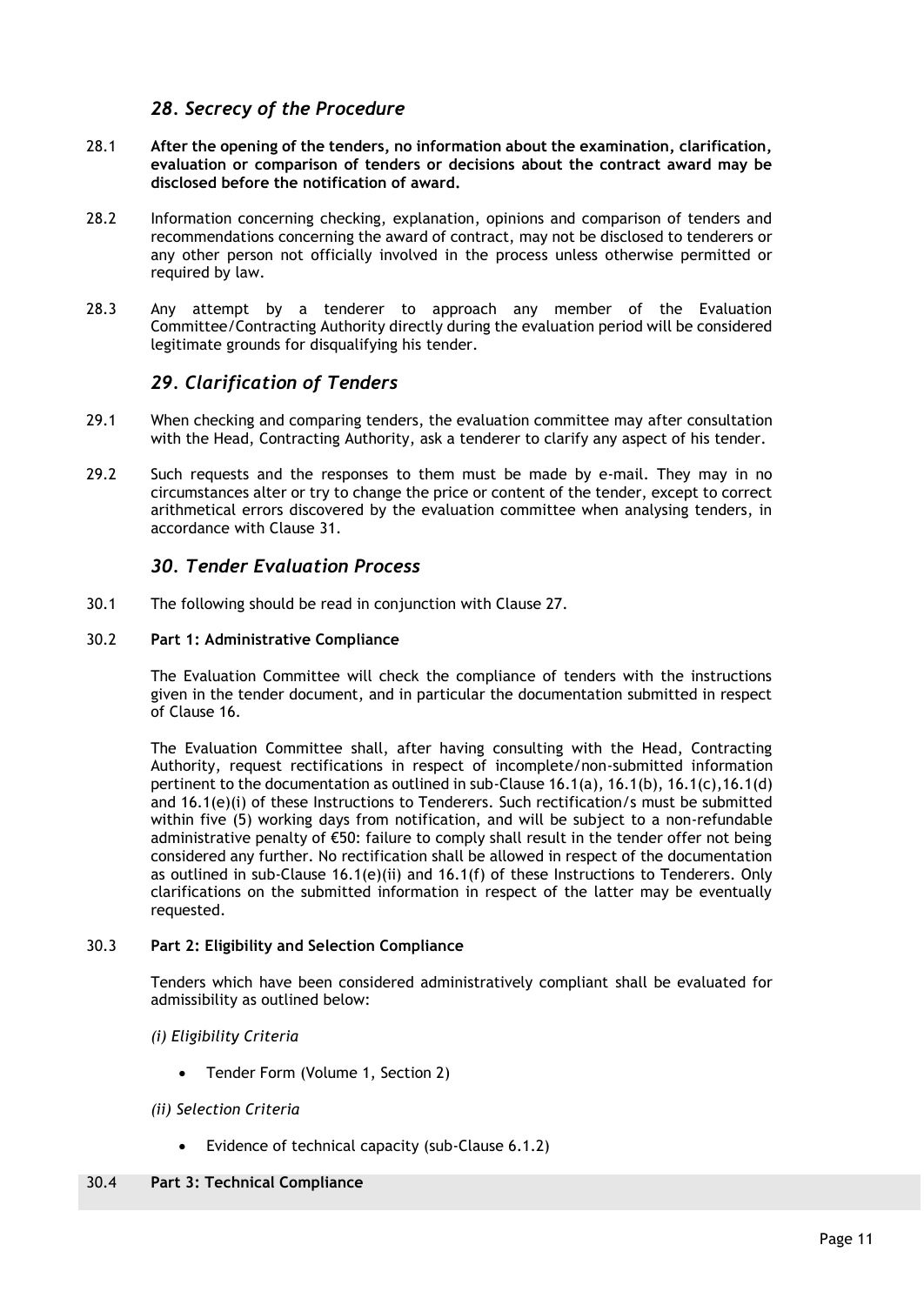## *28. Secrecy of the Procedure*

28.1 **After the opening of the tenders, no information about the examination, clarification, evaluation or comparison of tenders or decisions about the contract award may be disclosed before the notification of award.**

28.2 Information concerning checking, explanation, opinions and comparison of tenders and recommendations concerning the award of contract, may not be disclosed to tenderers or any other person not officially involved in the process unless otherwise permitted or required by law.

28.3 Any attempt by a tenderer to approach any member of the Evaluation Committee/Contracting Authority directly during the evaluation period will be considered legitimate grounds for disqualifying his tender.

## *29. Clarification of Tenders*

29.1 When checking and comparing tenders, the evaluation committee may after consultation with the Head, Contracting Authority, ask a tenderer to clarify any aspect of his tender.

29.2 Such requests and the responses to them must be made by e-mail. They may in no circumstances alter or try to change the price or content of the tender, except to correct arithmetical errors discovered by the evaluation committee when analysing tenders, in accordance with Clause 31.

## *30. Tender Evaluation Process*

30.1 The following should be read in conjunction with Clause 27.

30.2 **Part 1: Administrative Compliance**

The Evaluation Committee will check the compliance of tenders with the instructions given in the tender document, and in particular the documentation submitted in respect of Clause 16.

The Evaluation Committee shall, after having consulting with the Head, Contracting Authority, request rectifications in respect of incomplete/non-submitted information pertinent to the documentation as outlined in sub-Clause 16.1(a), 16.1(b), 16.1(c),16.1(d) and 16.1(e)(i) of these Instructions to Tenderers. Such rectification/s must be submitted within five (5) working days from notification, and will be subject to a non-refundable administrative penalty of €50: failure to comply shall result in the tender offer not being considered any further. No rectification shall be allowed in respect of the documentation as outlined in sub-Clause 16.1(e)(ii) and 16.1(f) of these Instructions to Tenderers. Only clarifications on the submitted information in respect of the latter may be eventually requested.

30.3 **Part 2: Eligibility and Selection Compliance**

Tenders which have been considered administratively compliant shall be evaluated for admissibility as outlined below:

*(i) Eligibility Criteria*

- Tender Form (Volume 1, Section 2)

*(ii) Selection Criteria*

- Evidence of technical capacity (sub-Clause 6.1.2)

30.4 **Part 3: Technical Compliance**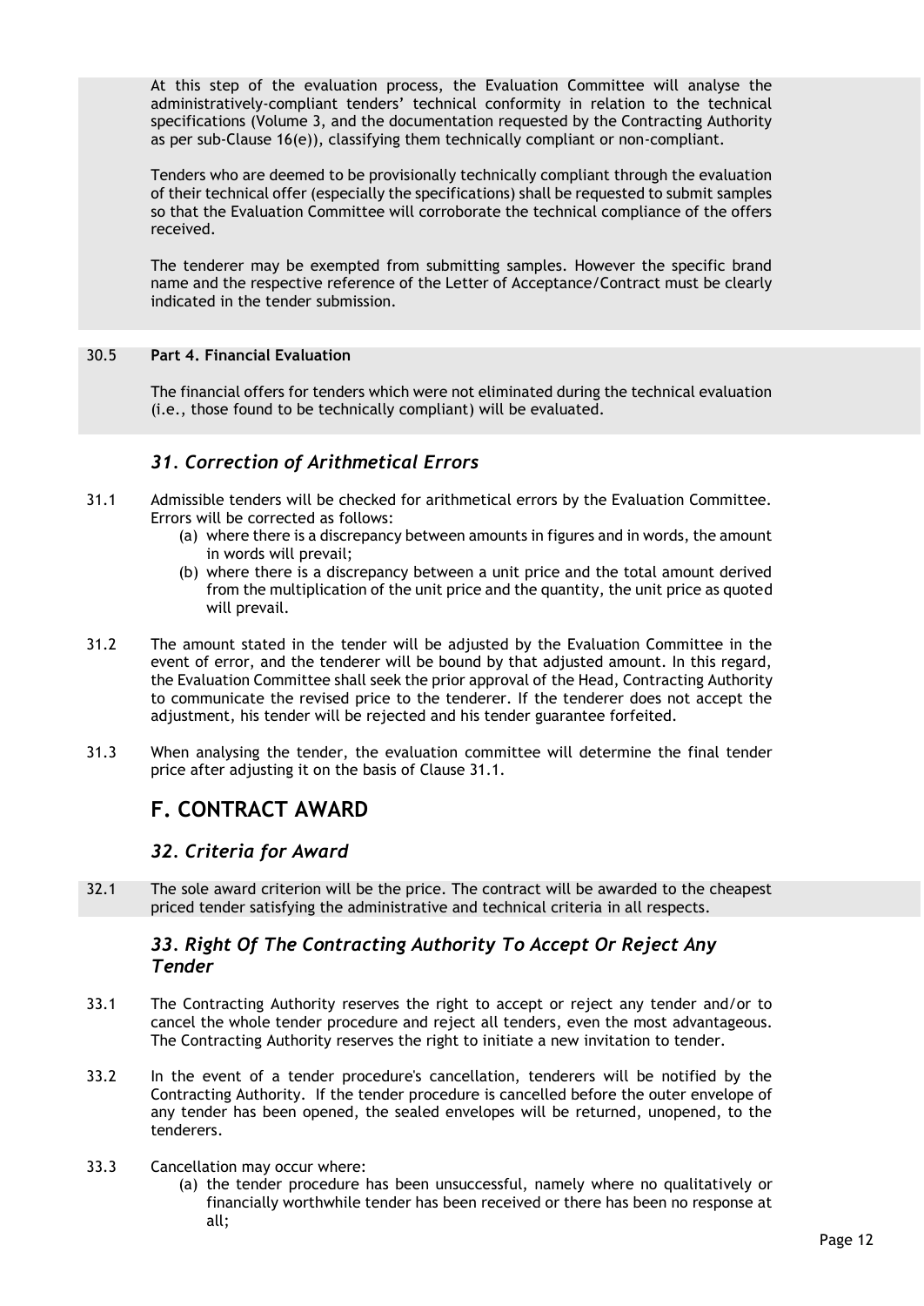At this step of the evaluation process, the Evaluation Committee will analyse the administratively-compliant tenders' technical conformity in relation to the technical specifications (Volume 3, and the documentation requested by the Contracting Authority as per sub-Clause 16(e)), classifying them technically compliant or non-compliant.

Tenders who are deemed to be provisionally technically compliant through the evaluation of their technical offer (especially the specifications) shall be requested to submit samples so that the Evaluation Committee will corroborate the technical compliance of the offers received.

The tenderer may be exempted from submitting samples. However the specific brand name and the respective reference of the Letter of Acceptance/Contract must be clearly indicated in the tender submission.

30.5 **Part 4. Financial Evaluation**

The financial offers for tenders which were not eliminated during the technical evaluation (i.e., those found to be technically compliant) will be evaluated.

### *31. Correction of Arithmetical Errors*

31.1 Admissible tenders will be checked for arithmetical errors by the Evaluation Committee. Errors will be corrected as follows:

(a) where there is a discrepancy between amounts in figures and in words, the amount in words will prevail;

(b) where there is a discrepancy between a unit price and the total amount derived from the multiplication of the unit price and the quantity, the unit price as quoted will prevail.

31.2 The amount stated in the tender will be adjusted by the Evaluation Committee in the event of error, and the tenderer will be bound by that adjusted amount. In this regard, the Evaluation Committee shall seek the prior approval of the Head, Contracting Authority to communicate the revised price to the tenderer. If the tenderer does not accept the adjustment, his tender will be rejected and his tender guarantee forfeited.

31.3 When analysing the tender, the evaluation committee will determine the final tender price after adjusting it on the basis of Clause 31.1.

## F. CONTRACT AWARD

### *32. Criteria for Award*

32.1 The sole award criterion will be the price. The contract will be awarded to the cheapest priced tender satisfying the administrative and technical criteria in all respects.

### *33. Right Of The Contracting Authority To Accept Or Reject Any Tender*

33.1 The Contracting Authority reserves the right to accept or reject any tender and/or to cancel the whole tender procedure and reject all tenders, even the most advantageous. The Contracting Authority reserves the right to initiate a new invitation to tender.

33.2 In the event of a tender procedure's cancellation, tenderers will be notified by the Contracting Authority. If the tender procedure is cancelled before the outer envelope of any tender has been opened, the sealed envelopes will be returned, unopened, to the tenderers.

33.3 Cancellation may occur where:

(a) the tender procedure has been unsuccessful, namely where no qualitatively or financially worthwhile tender has been received or there has been no response at all;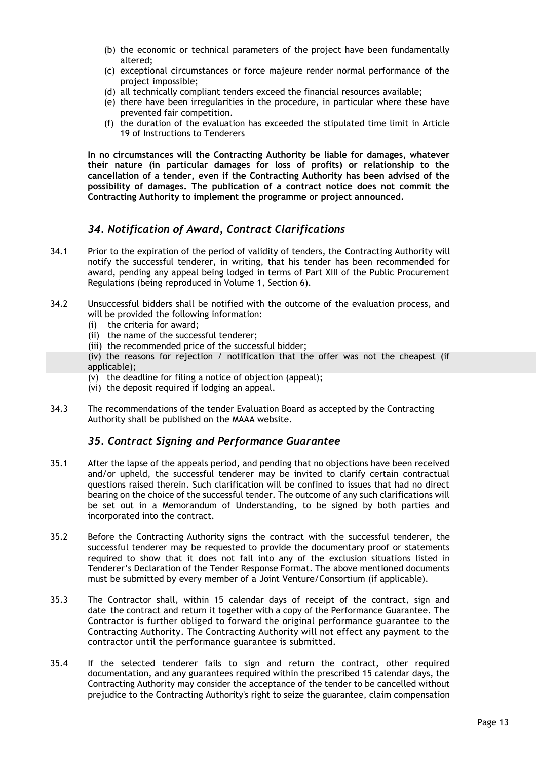(b) the economic or technical parameters of the project have been fundamentally altered;
(c) exceptional circumstances or force majeure render normal performance of the project impossible;
(d) all technically compliant tenders exceed the financial resources available;
(e) there have been irregularities in the procedure, in particular where these have prevented fair competition.
(f) the duration of the evaluation has exceeded the stipulated time limit in Article 19 of Instructions to Tenderers

**In no circumstances will the Contracting Authority be liable for damages, whatever their nature (in particular damages for loss of profits) or relationship to the cancellation of a tender, even if the Contracting Authority has been advised of the possibility of damages. The publication of a contract notice does not commit the Contracting Authority to implement the programme or project announced.**

## *34. Notification of Award, Contract Clarifications*

34.1 Prior to the expiration of the period of validity of tenders, the Contracting Authority will notify the successful tenderer, in writing, that his tender has been recommended for award, pending any appeal being lodged in terms of Part XIII of the Public Procurement Regulations (being reproduced in Volume 1, Section 6).

34.2 Unsuccessful bidders shall be notified with the outcome of the evaluation process, and will be provided the following information:

(i) the criteria for award;
(ii) the name of the successful tenderer;
(iii) the recommended price of the successful bidder;
(iv) the reasons for rejection / notification that the offer was not the cheapest (if applicable);
(v) the deadline for filing a notice of objection (appeal);
(vi) the deposit required if lodging an appeal.

34.3 The recommendations of the tender Evaluation Board as accepted by the Contracting Authority shall be published on the MAAA website.

## *35. Contract Signing and Performance Guarantee*

35.1 After the lapse of the appeals period, and pending that no objections have been received and/or upheld, the successful tenderer may be invited to clarify certain contractual questions raised therein. Such clarification will be confined to issues that had no direct bearing on the choice of the successful tender. The outcome of any such clarifications will be set out in a Memorandum of Understanding, to be signed by both parties and incorporated into the contract.

35.2 Before the Contracting Authority signs the contract with the successful tenderer, the successful tenderer may be requested to provide the documentary proof or statements required to show that it does not fall into any of the exclusion situations listed in Tenderer's Declaration of the Tender Response Format. The above mentioned documents must be submitted by every member of a Joint Venture/Consortium (if applicable).

35.3 The Contractor shall, within 15 calendar days of receipt of the contract, sign and date the contract and return it together with a copy of the Performance Guarantee. The Contractor is further obliged to forward the original performance guarantee to the Contracting Authority. The Contracting Authority will not effect any payment to the contractor until the performance guarantee is submitted.

35.4 If the selected tenderer fails to sign and return the contract, other required documentation, and any guarantees required within the prescribed 15 calendar days, the Contracting Authority may consider the acceptance of the tender to be cancelled without prejudice to the Contracting Authority's right to seize the guarantee, claim compensation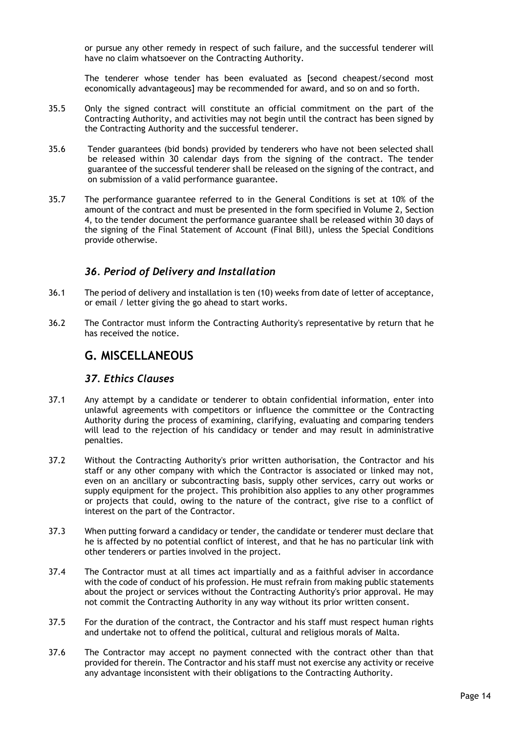or pursue any other remedy in respect of such failure, and the successful tenderer will have no claim whatsoever on the Contracting Authority.

The tenderer whose tender has been evaluated as [second cheapest/second most economically advantageous] may be recommended for award, and so on and so forth.

35.5 Only the signed contract will constitute an official commitment on the part of the Contracting Authority, and activities may not begin until the contract has been signed by the Contracting Authority and the successful tenderer.

35.6 Tender guarantees (bid bonds) provided by tenderers who have not been selected shall be released within 30 calendar days from the signing of the contract. The tender guarantee of the successful tenderer shall be released on the signing of the contract, and on submission of a valid performance guarantee.

35.7 The performance guarantee referred to in the General Conditions is set at 10% of the amount of the contract and must be presented in the form specified in Volume 2, Section 4, to the tender document the performance guarantee shall be released within 30 days of the signing of the Final Statement of Account (Final Bill), unless the Special Conditions provide otherwise.

### *36. Period of Delivery and Installation*

36.1 The period of delivery and installation is ten (10) weeks from date of letter of acceptance, or email / letter giving the go ahead to start works.

36.2 The Contractor must inform the Contracting Authority's representative by return that he has received the notice.

## G. MISCELLANEOUS

### *37. Ethics Clauses*

37.1 Any attempt by a candidate or tenderer to obtain confidential information, enter into unlawful agreements with competitors or influence the committee or the Contracting Authority during the process of examining, clarifying, evaluating and comparing tenders will lead to the rejection of his candidacy or tender and may result in administrative penalties.

37.2 Without the Contracting Authority's prior written authorisation, the Contractor and his staff or any other company with which the Contractor is associated or linked may not, even on an ancillary or subcontracting basis, supply other services, carry out works or supply equipment for the project. This prohibition also applies to any other programmes or projects that could, owing to the nature of the contract, give rise to a conflict of interest on the part of the Contractor.

37.3 When putting forward a candidacy or tender, the candidate or tenderer must declare that he is affected by no potential conflict of interest, and that he has no particular link with other tenderers or parties involved in the project.

37.4 The Contractor must at all times act impartially and as a faithful adviser in accordance with the code of conduct of his profession. He must refrain from making public statements about the project or services without the Contracting Authority's prior approval. He may not commit the Contracting Authority in any way without its prior written consent.

37.5 For the duration of the contract, the Contractor and his staff must respect human rights and undertake not to offend the political, cultural and religious morals of Malta.

37.6 The Contractor may accept no payment connected with the contract other than that provided for therein. The Contractor and his staff must not exercise any activity or receive any advantage inconsistent with their obligations to the Contracting Authority.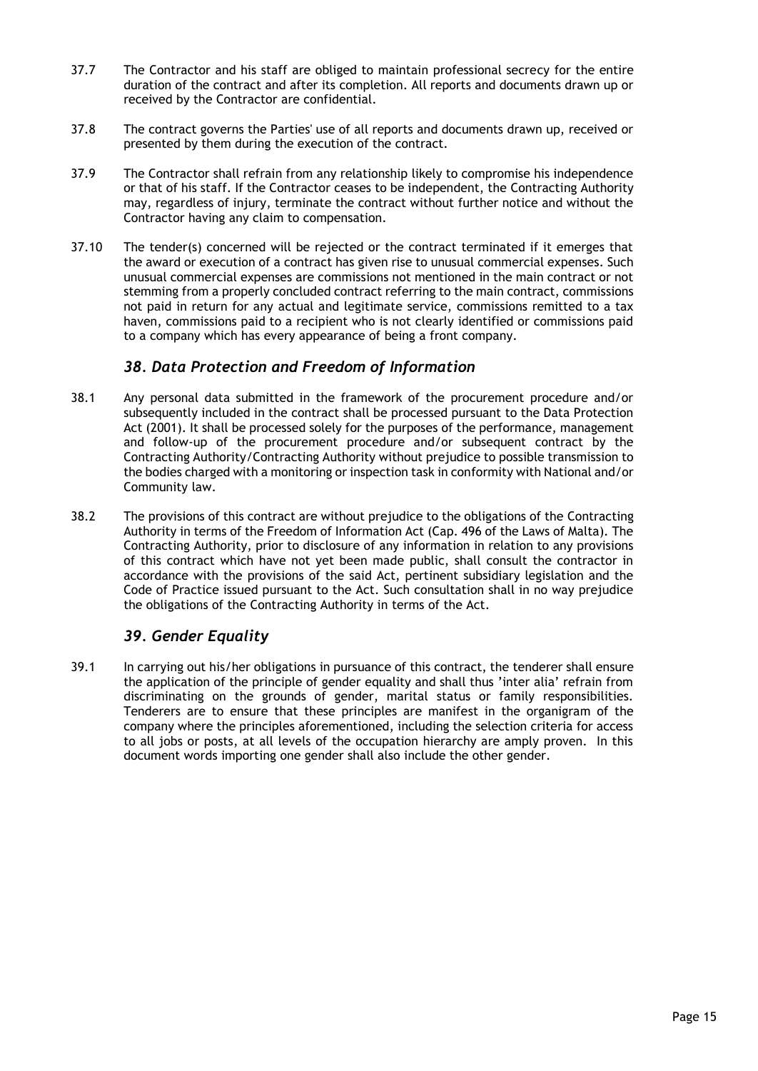37.7 The Contractor and his staff are obliged to maintain professional secrecy for the entire duration of the contract and after its completion. All reports and documents drawn up or received by the Contractor are confidential.

37.8 The contract governs the Parties' use of all reports and documents drawn up, received or presented by them during the execution of the contract.

37.9 The Contractor shall refrain from any relationship likely to compromise his independence or that of his staff. If the Contractor ceases to be independent, the Contracting Authority may, regardless of injury, terminate the contract without further notice and without the Contractor having any claim to compensation.

37.10 The tender(s) concerned will be rejected or the contract terminated if it emerges that the award or execution of a contract has given rise to unusual commercial expenses. Such unusual commercial expenses are commissions not mentioned in the main contract or not stemming from a properly concluded contract referring to the main contract, commissions not paid in return for any actual and legitimate service, commissions remitted to a tax haven, commissions paid to a recipient who is not clearly identified or commissions paid to a company which has every appearance of being a front company.

## *38. Data Protection and Freedom of Information*

38.1 Any personal data submitted in the framework of the procurement procedure and/or subsequently included in the contract shall be processed pursuant to the Data Protection Act (2001). It shall be processed solely for the purposes of the performance, management and follow-up of the procurement procedure and/or subsequent contract by the Contracting Authority/Contracting Authority without prejudice to possible transmission to the bodies charged with a monitoring or inspection task in conformity with National and/or Community law.

38.2 The provisions of this contract are without prejudice to the obligations of the Contracting Authority in terms of the Freedom of Information Act (Cap. 496 of the Laws of Malta). The Contracting Authority, prior to disclosure of any information in relation to any provisions of this contract which have not yet been made public, shall consult the contractor in accordance with the provisions of the said Act, pertinent subsidiary legislation and the Code of Practice issued pursuant to the Act. Such consultation shall in no way prejudice the obligations of the Contracting Authority in terms of the Act.

## *39. Gender Equality*

39.1 In carrying out his/her obligations in pursuance of this contract, the tenderer shall ensure the application of the principle of gender equality and shall thus 'inter alia' refrain from discriminating on the grounds of gender, marital status or family responsibilities. Tenderers are to ensure that these principles are manifest in the organigram of the company where the principles aforementioned, including the selection criteria for access to all jobs or posts, at all levels of the occupation hierarchy are amply proven. In this document words importing one gender shall also include the other gender.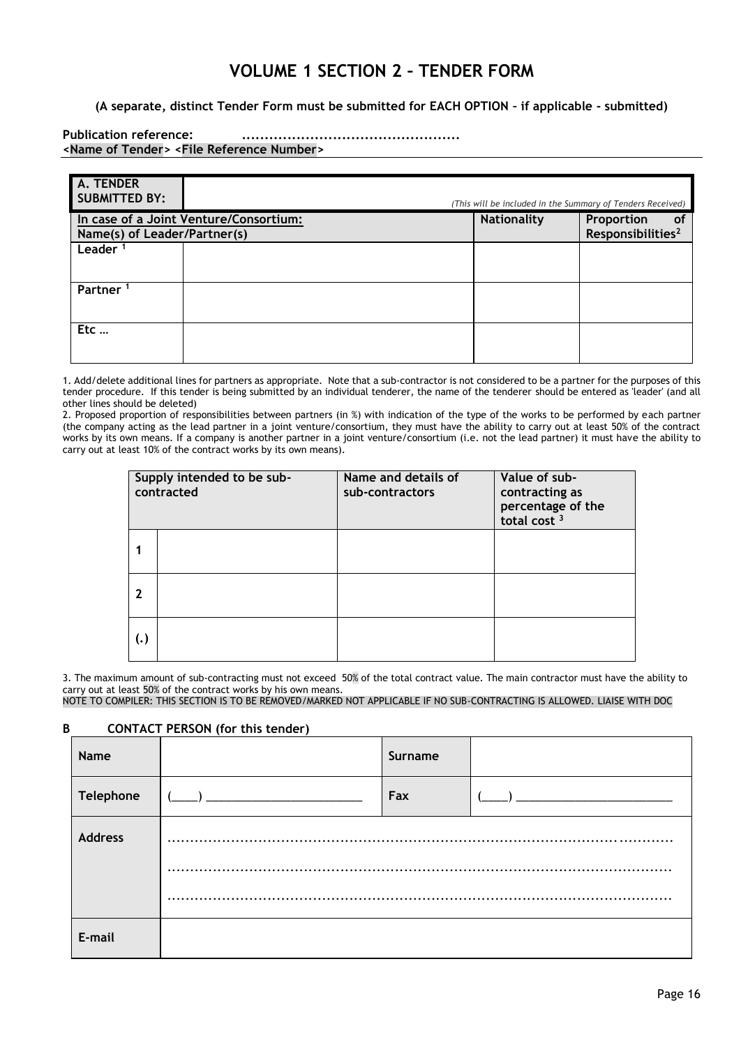# VOLUME 1 SECTION 2 – TENDER FORM

**(A separate, distinct Tender Form must be submitted for EACH OPTION – if applicable - submitted)**

**Publication reference:** ................................................
**<Name of Tender> <File Reference Number>**

| A. TENDER SUBMITTED BY: | *(This will be included in the Summary of Tenders Received)* | | |
|---|---|---|---|
| **In case of a Joint Venture/Consortium: Name(s) of Leader/Partner(s)** | | **Nationality** | **Proportion of Responsibilities[2]** |
| **Leader [1]** | | | |
| **Partner [1]** | | | |
| **Etc …** | | | |

1. Add/delete additional lines for partners as appropriate. Note that a sub-contractor is not considered to be a partner for the purposes of this tender procedure. If this tender is being submitted by an individual tenderer, the name of the tenderer should be entered as 'leader' (and all other lines should be deleted)
2. Proposed proportion of responsibilities between partners (in %) with indication of the type of the works to be performed by each partner (the company acting as the lead partner in a joint venture/consortium, they must have the ability to carry out at least 50% of the contract works by its own means. If a company is another partner in a joint venture/consortium (i.e. not the lead partner) it must have the ability to carry out at least 10% of the contract works by its own means).

| Supply intended to be sub-contracted | | Name and details of sub-contractors | Value of sub-contracting as percentage of the total cost [3] |
|---|---|---|---|
| 1 | | | |
| 2 | | | |
| (.) | | | |

3. The maximum amount of sub-contracting must not exceed 50% of the total contract value. The main contractor must have the ability to carry out at least 50% of the contract works by his own means.
NOTE TO COMPILER: THIS SECTION IS TO BE REMOVED/MARKED NOT APPLICABLE IF NO SUB-CONTRACTING IS ALLOWED. LIAISE WITH DOC

## B CONTACT PERSON (for this tender)

| **Name** | | **Surname** | |
|---|---|---|---|
| **Telephone** | (____) ________________________ | **Fax** | (____) ________________________ |
| **Address** | ........................................................................................................ ........................................................................................................ ........................................................................................................ | | |
| **E-mail** | | | |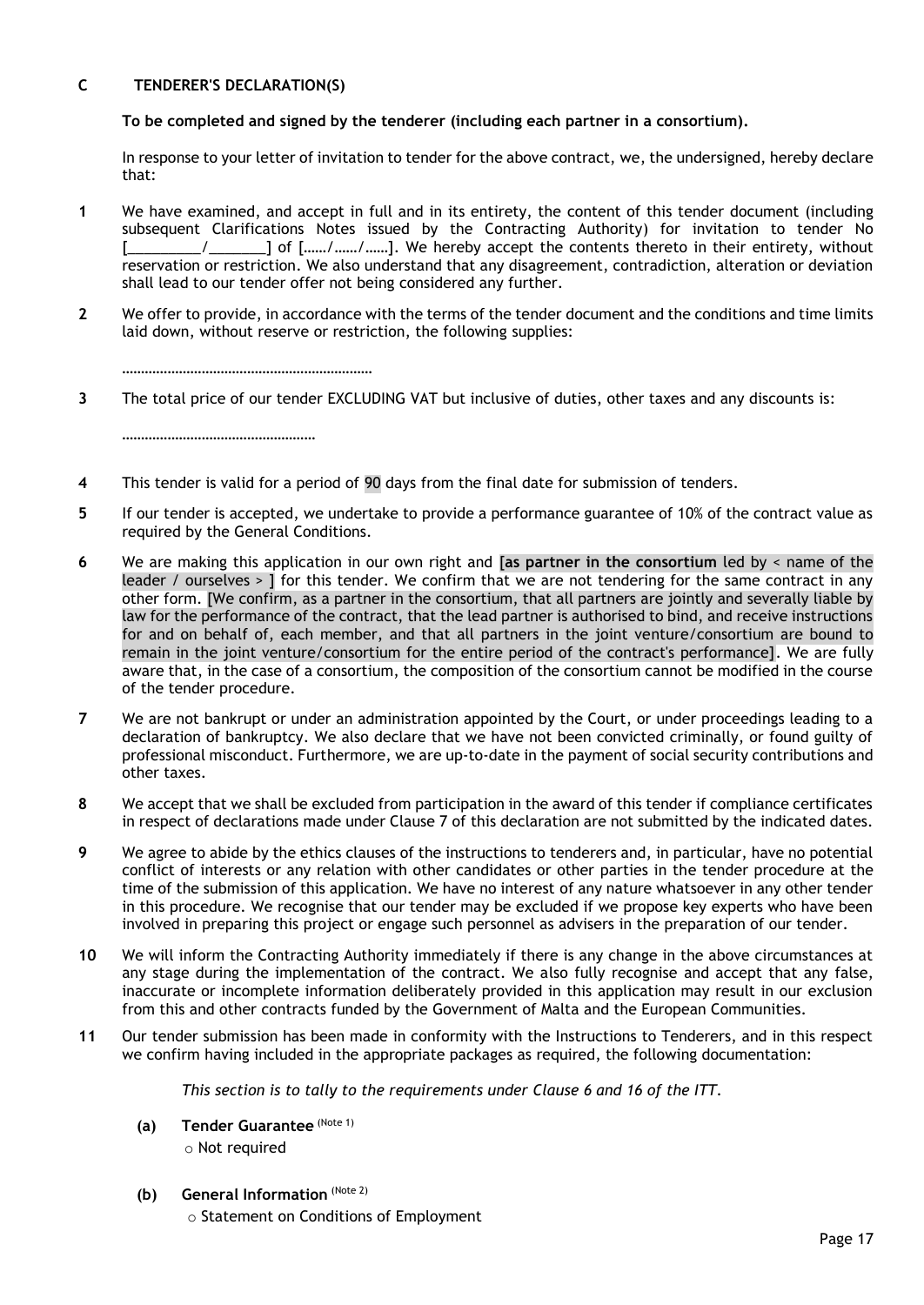## C TENDERER'S DECLARATION(S)

**To be completed and signed by the tenderer (including each partner in a consortium).**

In response to your letter of invitation to tender for the above contract, we, the undersigned, hereby declare that:

**1** We have examined, and accept in full and in its entirety, the content of this tender document (including subsequent Clarifications Notes issued by the Contracting Authority) for invitation to tender No [_________/_______] of [……/……/……]. We hereby accept the contents thereto in their entirety, without reservation or restriction. We also understand that any disagreement, contradiction, alteration or deviation shall lead to our tender offer not being considered any further.

**2** We offer to provide, in accordance with the terms of the tender document and the conditions and time limits laid down, without reserve or restriction, the following supplies:

…………………………………………………………

**3** The total price of our tender EXCLUDING VAT but inclusive of duties, other taxes and any discounts is:

……………………………………………

**4** This tender is valid for a period of 90 days from the final date for submission of tenders.

**5** If our tender is accepted, we undertake to provide a performance guarantee of 10% of the contract value as required by the General Conditions.

**6** We are making this application in our own right and **[as partner in the consortium** led by < name of the leader / ourselves > ] for this tender. We confirm that we are not tendering for the same contract in any other form. [We confirm, as a partner in the consortium, that all partners are jointly and severally liable by law for the performance of the contract, that the lead partner is authorised to bind, and receive instructions for and on behalf of, each member, and that all partners in the joint venture/consortium are bound to remain in the joint venture/consortium for the entire period of the contract's performance]. We are fully aware that, in the case of a consortium, the composition of the consortium cannot be modified in the course of the tender procedure.

**7** We are not bankrupt or under an administration appointed by the Court, or under proceedings leading to a declaration of bankruptcy. We also declare that we have not been convicted criminally, or found guilty of professional misconduct. Furthermore, we are up-to-date in the payment of social security contributions and other taxes.

**8** We accept that we shall be excluded from participation in the award of this tender if compliance certificates in respect of declarations made under Clause 7 of this declaration are not submitted by the indicated dates.

**9** We agree to abide by the ethics clauses of the instructions to tenderers and, in particular, have no potential conflict of interests or any relation with other candidates or other parties in the tender procedure at the time of the submission of this application. We have no interest of any nature whatsoever in any other tender in this procedure. We recognise that our tender may be excluded if we propose key experts who have been involved in preparing this project or engage such personnel as advisers in the preparation of our tender.

**10** We will inform the Contracting Authority immediately if there is any change in the above circumstances at any stage during the implementation of the contract. We also fully recognise and accept that any false, inaccurate or incomplete information deliberately provided in this application may result in our exclusion from this and other contracts funded by the Government of Malta and the European Communities.

**11** Our tender submission has been made in conformity with the Instructions to Tenderers, and in this respect we confirm having included in the appropriate packages as required, the following documentation:

*This section is to tally to the requirements under Clause 6 and 16 of the ITT.*

**(a) Tender Guarantee** (Note 1)

- Not required

**(b) General Information** (Note 2)

- Statement on Conditions of Employment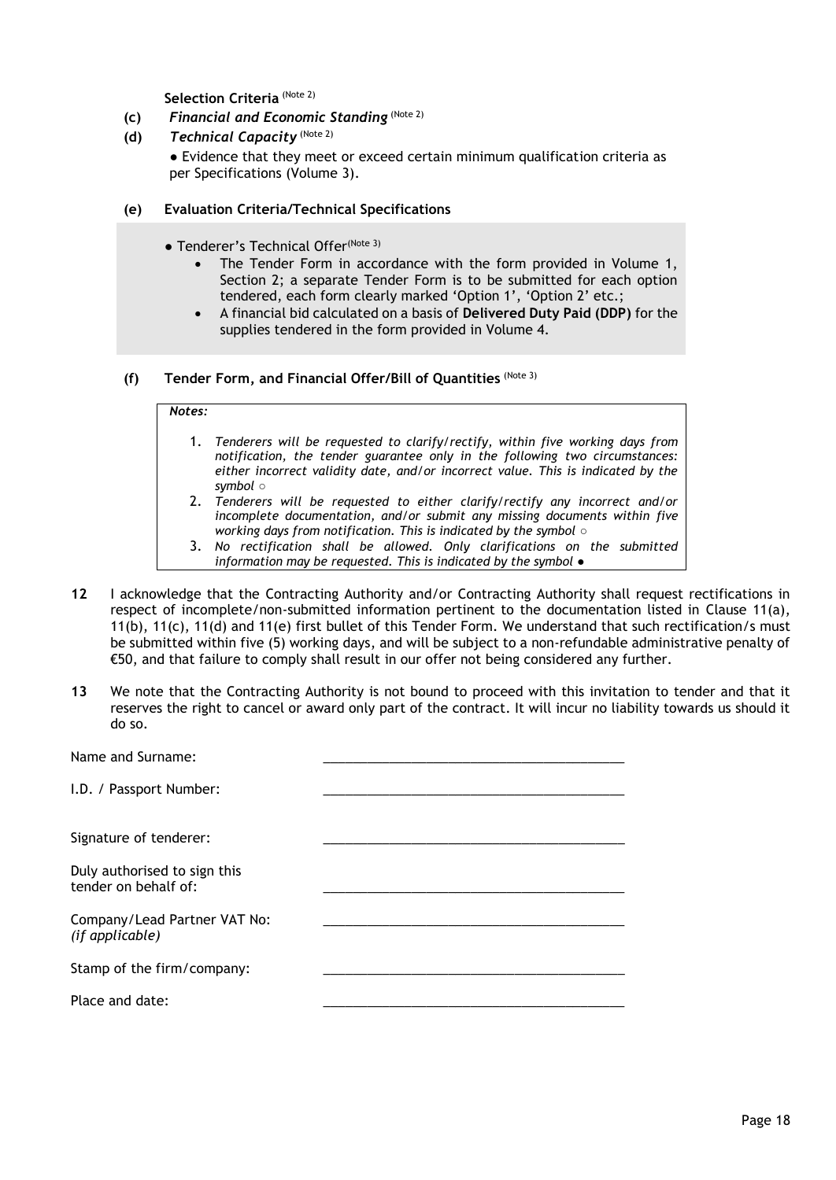**Selection Criteria** (Note 2)

**(c)** ***Financial and Economic Standing*** (Note 2)

**(d)** ***Technical Capacity*** (Note 2)

● Evidence that they meet or exceed certain minimum qualification criteria as per Specifications (Volume 3).

**(e)** **Evaluation Criteria/Technical Specifications**

● Tenderer's Technical Offer (Note 3)

- The Tender Form in accordance with the form provided in Volume 1, Section 2; a separate Tender Form is to be submitted for each option tendered, each form clearly marked 'Option 1', 'Option 2' etc.;
- A financial bid calculated on a basis of **Delivered Duty Paid (DDP)** for the supplies tendered in the form provided in Volume 4.

**(f)** **Tender Form, and Financial Offer/Bill of Quantities** (Note 3)

> ***Notes:***
>
> 1. *Tenderers will be requested to clarify/rectify, within five working days from notification, the tender guarantee only in the following two circumstances: either incorrect validity date, and/or incorrect value. This is indicated by the symbol ○*
> 2. *Tenderers will be requested to either clarify/rectify any incorrect and/or incomplete documentation, and/or submit any missing documents within five working days from notification. This is indicated by the symbol ○*
> 3. *No rectification shall be allowed. Only clarifications on the submitted information may be requested. This is indicated by the symbol ●*

**12** I acknowledge that the Contracting Authority and/or Contracting Authority shall request rectifications in respect of incomplete/non-submitted information pertinent to the documentation listed in Clause 11(a), 11(b), 11(c), 11(d) and 11(e) first bullet of this Tender Form. We understand that such rectification/s must be submitted within five (5) working days, and will be subject to a non-refundable administrative penalty of €50, and that failure to comply shall result in our offer not being considered any further.

**13** We note that the Contracting Authority is not bound to proceed with this invitation to tender and that it reserves the right to cancel or award only part of the contract. It will incur no liability towards us should it do so.

Name and Surname: ________________________________

I.D. / Passport Number: ________________________________

Signature of tenderer: ________________________________

Duly authorised to sign this tender on behalf of: ________________________________

Company/Lead Partner VAT No: *(if applicable)* ________________________________

Stamp of the firm/company: ________________________________

Place and date: ________________________________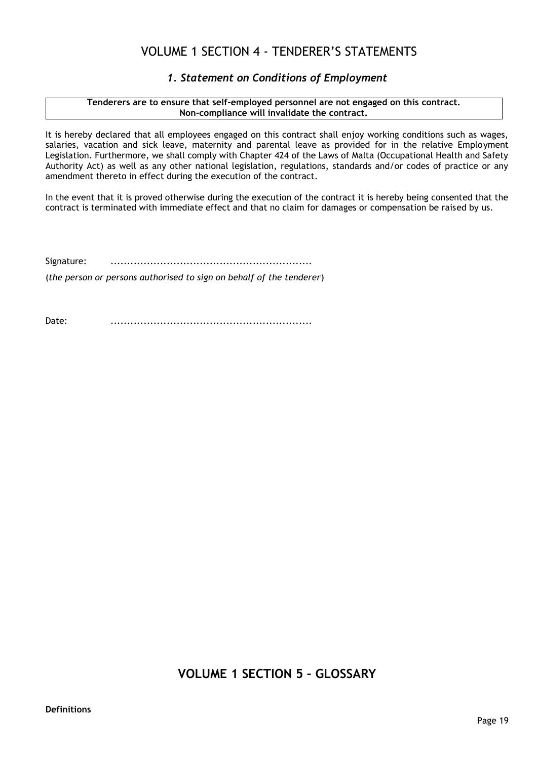# VOLUME 1 SECTION 4 - TENDERER'S STATEMENTS

### *1. Statement on Conditions of Employment*

| **Tenderers are to ensure that self-employed personnel are not engaged on this contract. Non-compliance will invalidate the contract.** |
|---|

It is hereby declared that all employees engaged on this contract shall enjoy working conditions such as wages, salaries, vacation and sick leave, maternity and parental leave as provided for in the relative Employment Legislation. Furthermore, we shall comply with Chapter 424 of the Laws of Malta (Occupational Health and Safety Authority Act) as well as any other national legislation, regulations, standards and/or codes of practice or any amendment thereto in effect during the execution of the contract.

In the event that it is proved otherwise during the execution of the contract it is hereby being consented that the contract is terminated with immediate effect and that no claim for damages or compensation be raised by us.

Signature: ............................................................

(*the person or persons authorised to sign on behalf of the tenderer*)

Date: ............................................................

# VOLUME 1 SECTION 5 – GLOSSARY

**Definitions**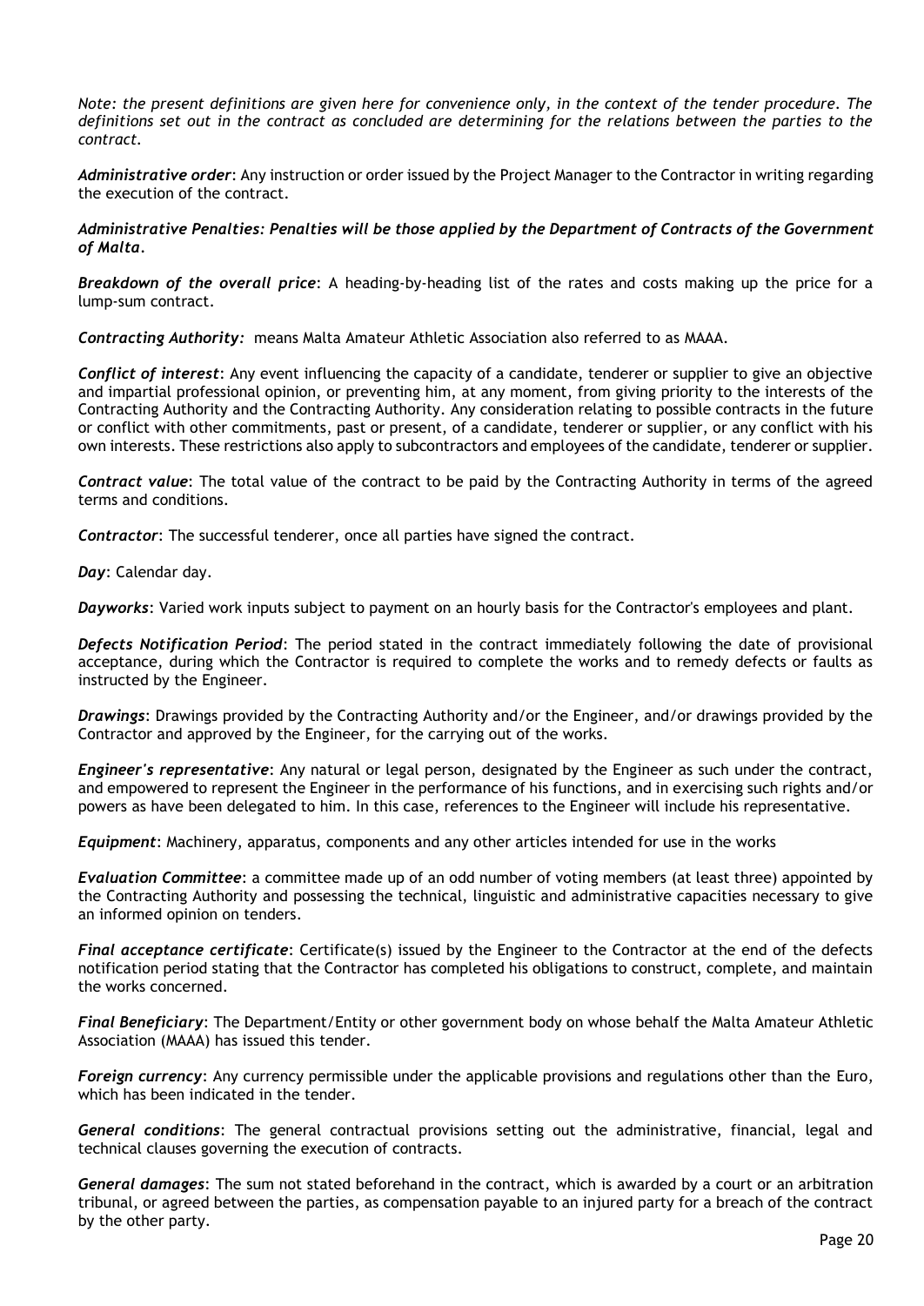*Note: the present definitions are given here for convenience only, in the context of the tender procedure. The definitions set out in the contract as concluded are determining for the relations between the parties to the contract.*

***Administrative order***: Any instruction or order issued by the Project Manager to the Contractor in writing regarding the execution of the contract.

***Administrative Penalties: Penalties will be those applied by the Department of Contracts of the Government of Malta.***

***Breakdown of the overall price***: A heading-by-heading list of the rates and costs making up the price for a lump-sum contract.

***Contracting Authority:*** means Malta Amateur Athletic Association also referred to as MAAA.

***Conflict of interest***: Any event influencing the capacity of a candidate, tenderer or supplier to give an objective and impartial professional opinion, or preventing him, at any moment, from giving priority to the interests of the Contracting Authority and the Contracting Authority. Any consideration relating to possible contracts in the future or conflict with other commitments, past or present, of a candidate, tenderer or supplier, or any conflict with his own interests. These restrictions also apply to subcontractors and employees of the candidate, tenderer or supplier.

***Contract value***: The total value of the contract to be paid by the Contracting Authority in terms of the agreed terms and conditions.

***Contractor***: The successful tenderer, once all parties have signed the contract.

***Day***: Calendar day.

***Dayworks***: Varied work inputs subject to payment on an hourly basis for the Contractor's employees and plant.

***Defects Notification Period***: The period stated in the contract immediately following the date of provisional acceptance, during which the Contractor is required to complete the works and to remedy defects or faults as instructed by the Engineer.

***Drawings***: Drawings provided by the Contracting Authority and/or the Engineer, and/or drawings provided by the Contractor and approved by the Engineer, for the carrying out of the works.

***Engineer's representative***: Any natural or legal person, designated by the Engineer as such under the contract, and empowered to represent the Engineer in the performance of his functions, and in exercising such rights and/or powers as have been delegated to him. In this case, references to the Engineer will include his representative.

***Equipment***: Machinery, apparatus, components and any other articles intended for use in the works

***Evaluation Committee***: a committee made up of an odd number of voting members (at least three) appointed by the Contracting Authority and possessing the technical, linguistic and administrative capacities necessary to give an informed opinion on tenders.

***Final acceptance certificate***: Certificate(s) issued by the Engineer to the Contractor at the end of the defects notification period stating that the Contractor has completed his obligations to construct, complete, and maintain the works concerned.

***Final Beneficiary***: The Department/Entity or other government body on whose behalf the Malta Amateur Athletic Association (MAAA) has issued this tender.

***Foreign currency***: Any currency permissible under the applicable provisions and regulations other than the Euro, which has been indicated in the tender.

***General conditions***: The general contractual provisions setting out the administrative, financial, legal and technical clauses governing the execution of contracts.

***General damages***: The sum not stated beforehand in the contract, which is awarded by a court or an arbitration tribunal, or agreed between the parties, as compensation payable to an injured party for a breach of the contract by the other party.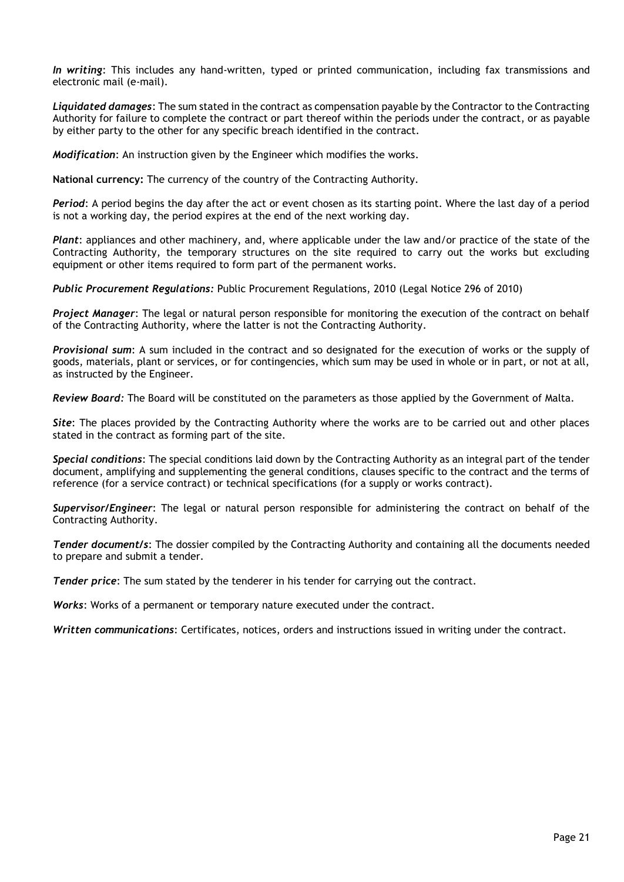***In writing***: This includes any hand-written, typed or printed communication, including fax transmissions and electronic mail (e-mail).

***Liquidated damages***: The sum stated in the contract as compensation payable by the Contractor to the Contracting Authority for failure to complete the contract or part thereof within the periods under the contract, or as payable by either party to the other for any specific breach identified in the contract.

***Modification***: An instruction given by the Engineer which modifies the works.

**National currency:** The currency of the country of the Contracting Authority.

***Period***: A period begins the day after the act or event chosen as its starting point. Where the last day of a period is not a working day, the period expires at the end of the next working day.

***Plant***: appliances and other machinery, and, where applicable under the law and/or practice of the state of the Contracting Authority, the temporary structures on the site required to carry out the works but excluding equipment or other items required to form part of the permanent works.

***Public Procurement Regulations:*** Public Procurement Regulations, 2010 (Legal Notice 296 of 2010)

***Project Manager***: The legal or natural person responsible for monitoring the execution of the contract on behalf of the Contracting Authority, where the latter is not the Contracting Authority.

***Provisional sum***: A sum included in the contract and so designated for the execution of works or the supply of goods, materials, plant or services, or for contingencies, which sum may be used in whole or in part, or not at all, as instructed by the Engineer.

***Review Board:*** The Board will be constituted on the parameters as those applied by the Government of Malta.

***Site***: The places provided by the Contracting Authority where the works are to be carried out and other places stated in the contract as forming part of the site.

***Special conditions***: The special conditions laid down by the Contracting Authority as an integral part of the tender document, amplifying and supplementing the general conditions, clauses specific to the contract and the terms of reference (for a service contract) or technical specifications (for a supply or works contract).

***Supervisor/Engineer***: The legal or natural person responsible for administering the contract on behalf of the Contracting Authority.

***Tender document/s***: The dossier compiled by the Contracting Authority and containing all the documents needed to prepare and submit a tender.

***Tender price***: The sum stated by the tenderer in his tender for carrying out the contract.

***Works***: Works of a permanent or temporary nature executed under the contract.

***Written communications***: Certificates, notices, orders and instructions issued in writing under the contract.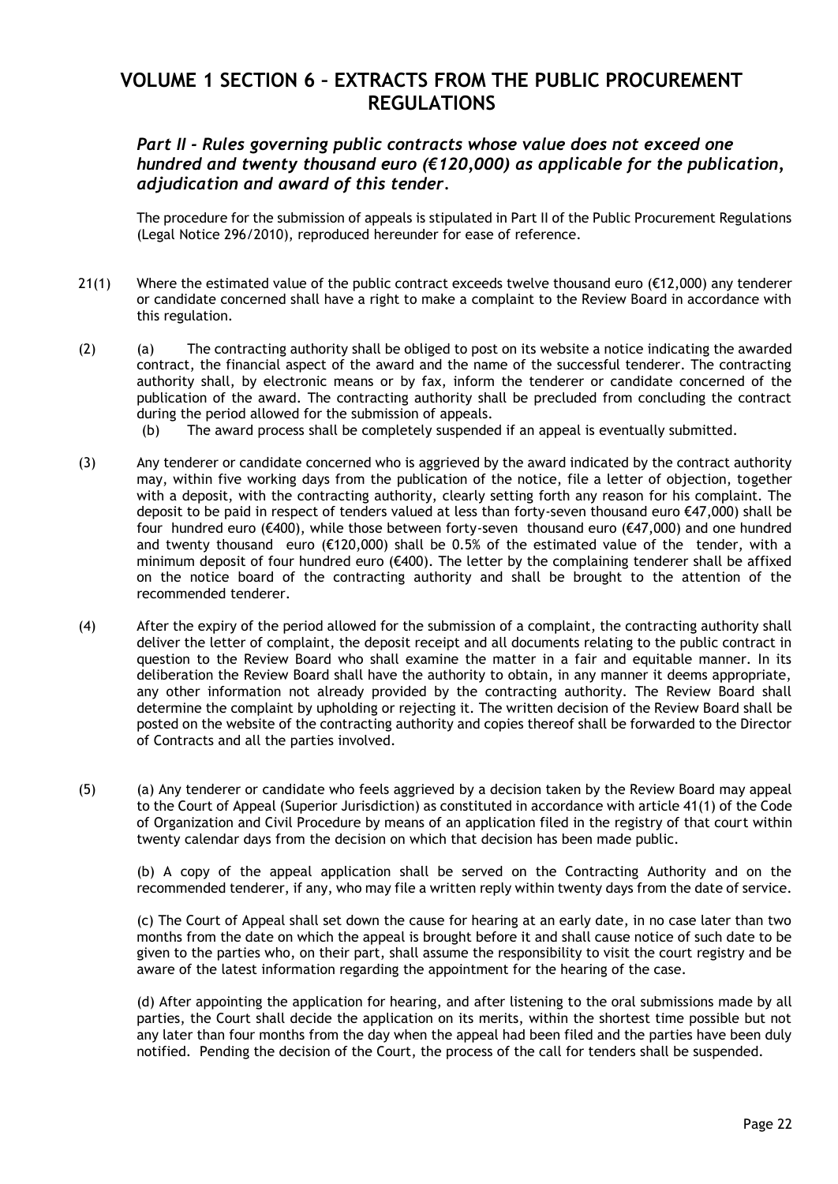# VOLUME 1 SECTION 6 – EXTRACTS FROM THE PUBLIC PROCUREMENT REGULATIONS

### *Part II - Rules governing public contracts whose value does not exceed one hundred and twenty thousand euro (€120,000) as applicable for the publication, adjudication and award of this tender.*

The procedure for the submission of appeals is stipulated in Part II of the Public Procurement Regulations (Legal Notice 296/2010), reproduced hereunder for ease of reference.

21(1) Where the estimated value of the public contract exceeds twelve thousand euro (€12,000) any tenderer or candidate concerned shall have a right to make a complaint to the Review Board in accordance with this regulation.

(2) (a) The contracting authority shall be obliged to post on its website a notice indicating the awarded contract, the financial aspect of the award and the name of the successful tenderer. The contracting authority shall, by electronic means or by fax, inform the tenderer or candidate concerned of the publication of the award. The contracting authority shall be precluded from concluding the contract during the period allowed for the submission of appeals.

(b) The award process shall be completely suspended if an appeal is eventually submitted.

(3) Any tenderer or candidate concerned who is aggrieved by the award indicated by the contract authority may, within five working days from the publication of the notice, file a letter of objection, together with a deposit, with the contracting authority, clearly setting forth any reason for his complaint. The deposit to be paid in respect of tenders valued at less than forty-seven thousand euro €47,000) shall be four hundred euro (€400), while those between forty-seven thousand euro (€47,000) and one hundred and twenty thousand euro (€120,000) shall be 0.5% of the estimated value of the tender, with a minimum deposit of four hundred euro (€400). The letter by the complaining tenderer shall be affixed on the notice board of the contracting authority and shall be brought to the attention of the recommended tenderer.

(4) After the expiry of the period allowed for the submission of a complaint, the contracting authority shall deliver the letter of complaint, the deposit receipt and all documents relating to the public contract in question to the Review Board who shall examine the matter in a fair and equitable manner. In its deliberation the Review Board shall have the authority to obtain, in any manner it deems appropriate, any other information not already provided by the contracting authority. The Review Board shall determine the complaint by upholding or rejecting it. The written decision of the Review Board shall be posted on the website of the contracting authority and copies thereof shall be forwarded to the Director of Contracts and all the parties involved.

(5) (a) Any tenderer or candidate who feels aggrieved by a decision taken by the Review Board may appeal to the Court of Appeal (Superior Jurisdiction) as constituted in accordance with article 41(1) of the Code of Organization and Civil Procedure by means of an application filed in the registry of that court within twenty calendar days from the decision on which that decision has been made public.

(b) A copy of the appeal application shall be served on the Contracting Authority and on the recommended tenderer, if any, who may file a written reply within twenty days from the date of service.

(c) The Court of Appeal shall set down the cause for hearing at an early date, in no case later than two months from the date on which the appeal is brought before it and shall cause notice of such date to be given to the parties who, on their part, shall assume the responsibility to visit the court registry and be aware of the latest information regarding the appointment for the hearing of the case.

(d) After appointing the application for hearing, and after listening to the oral submissions made by all parties, the Court shall decide the application on its merits, within the shortest time possible but not any later than four months from the day when the appeal had been filed and the parties have been duly notified. Pending the decision of the Court, the process of the call for tenders shall be suspended.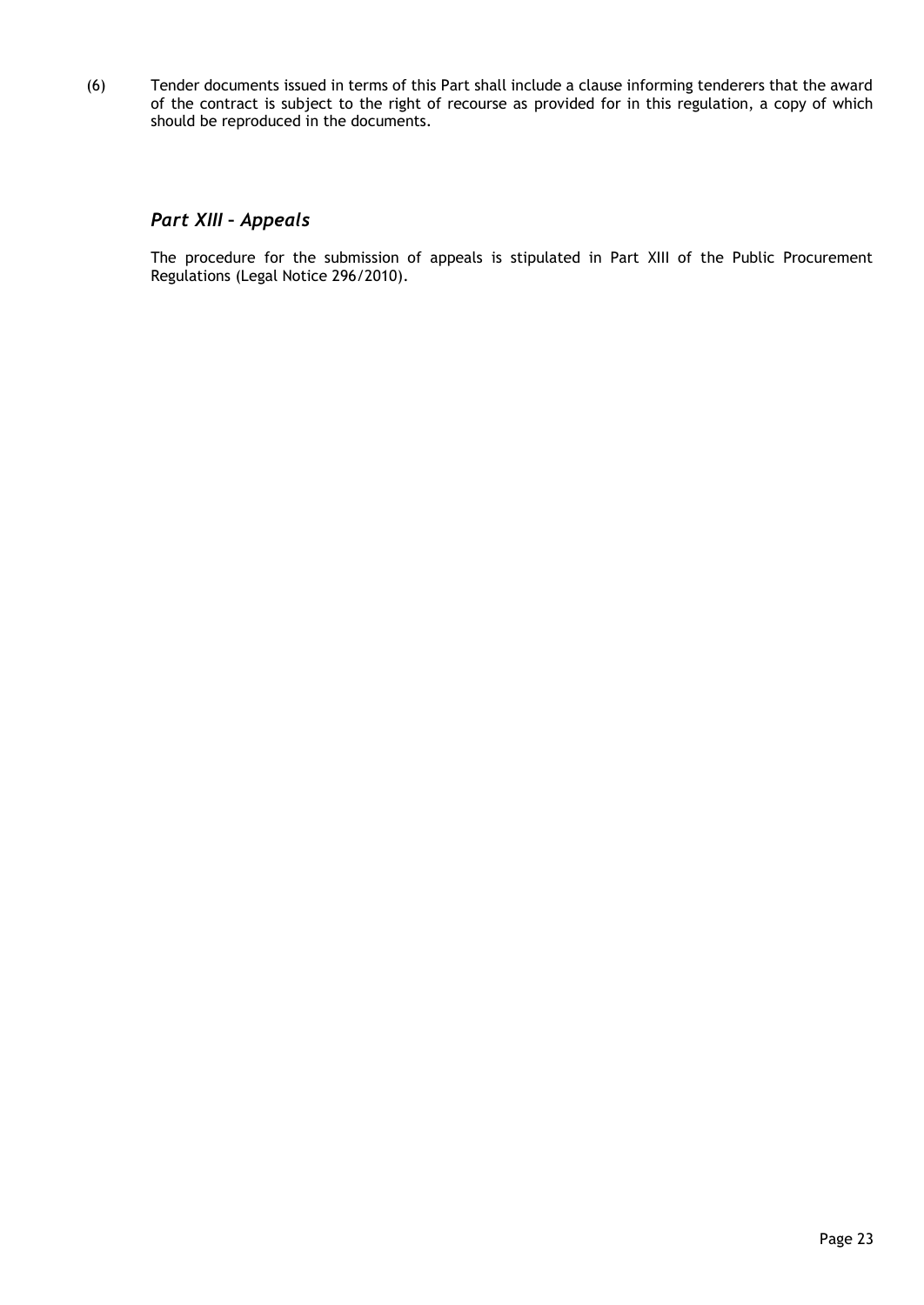(6) Tender documents issued in terms of this Part shall include a clause informing tenderers that the award of the contract is subject to the right of recourse as provided for in this regulation, a copy of which should be reproduced in the documents.

## *Part XIII – Appeals*

The procedure for the submission of appeals is stipulated in Part XIII of the Public Procurement Regulations (Legal Notice 296/2010).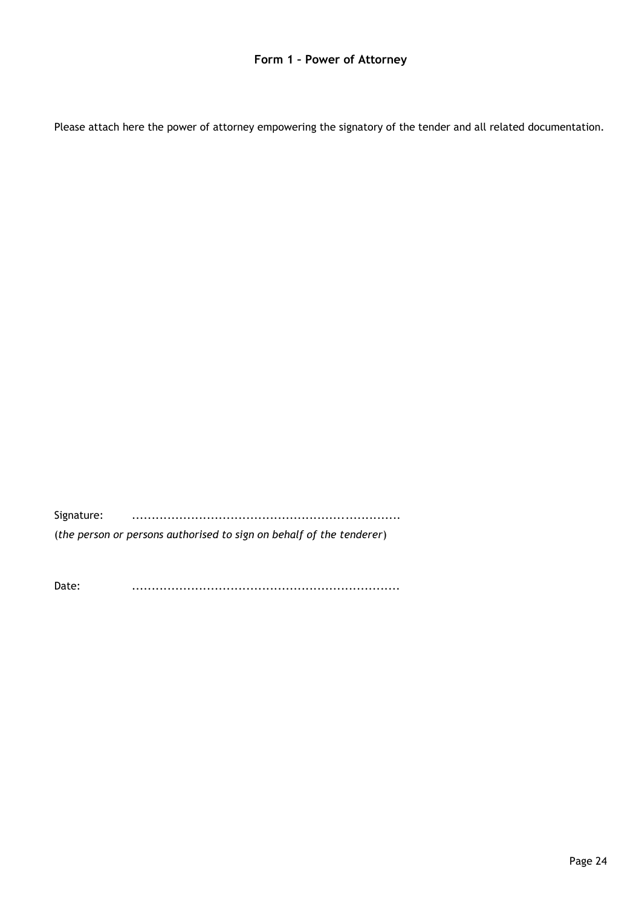## Form 1 – Power of Attorney

Please attach here the power of attorney empowering the signatory of the tender and all related documentation.

Signature: ...................................................................

(*the person or persons authorised to sign on behalf of the tenderer*)

Date: ...................................................................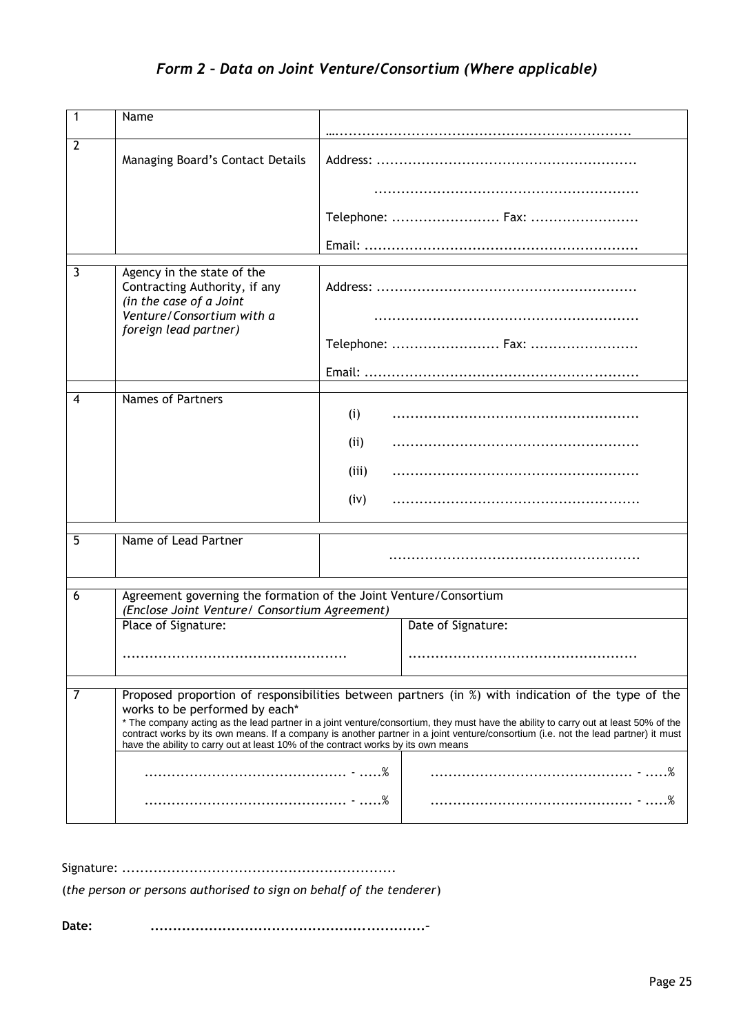## *Form 2 – Data on Joint Venture/Consortium (Where applicable)*

| | | | |
|---|---|---|---|
| 1 | Name | …................................................................ | |
| 2 | Managing Board's Contact Details | Address: ..........................................................<br><br>..........................................................<br><br>Telephone: ........................ Fax: ........................<br><br>Email: ............................................................ | |
| 3 | Agency in the state of the Contracting Authority, if any *(in the case of a Joint Venture/Consortium with a foreign lead partner)* | Address: ..........................................................<br><br>..........................................................<br><br>Telephone: ........................ Fax: ........................<br><br>Email: ............................................................ | |
| 4 | Names of Partners | (i) ......................................................<br><br>(ii) ......................................................<br><br>(iii) ......................................................<br><br>(iv) ...................................................... | |
| 5 | Name of Lead Partner | ...................................................... | |
| 6 | Agreement governing the formation of the Joint Venture/Consortium<br>*(Enclose Joint Venture/ Consortium Agreement)* | | |
| | Place of Signature:<br><br>................................................. | | Date of Signature:<br><br>................................................. |
| 7 | Proposed proportion of responsibilities between partners (in %) with indication of the type of the works to be performed by each*<br>* The company acting as the lead partner in a joint venture/consortium, they must have the ability to carry out at least 50% of the contract works by its own means. If a company is another partner in a joint venture/consortium (i.e. not the lead partner) it must have the ability to carry out at least 10% of the contract works by its own means | | |
| | ............................................ - .....%<br><br>............................................ - .....% | | ............................................ - .....%<br><br>............................................ - .....% |

Signature: ............................................................

(*the person or persons authorised to sign on behalf of the tenderer*)

**Date:** ............................................................-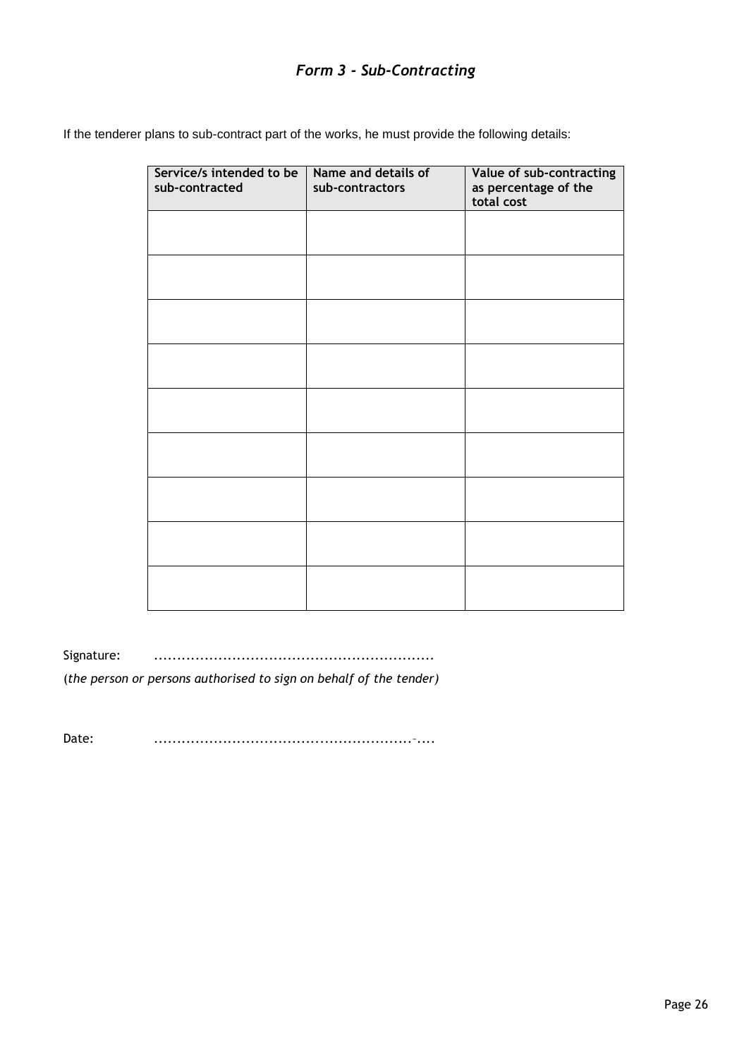# *Form 3 - Sub-Contracting*

If the tenderer plans to sub-contract part of the works, he must provide the following details:

| Service/s intended to be sub-contracted | Name and details of sub-contractors | Value of sub-contracting as percentage of the total cost |
|---|---|---|
| | | |
| | | |
| | | |
| | | |
| | | |
| | | |
| | | |
| | | |
| | | |

Signature: ............................................................

(*the person or persons authorised to sign on behalf of the tender)*

Date: .......................................................-....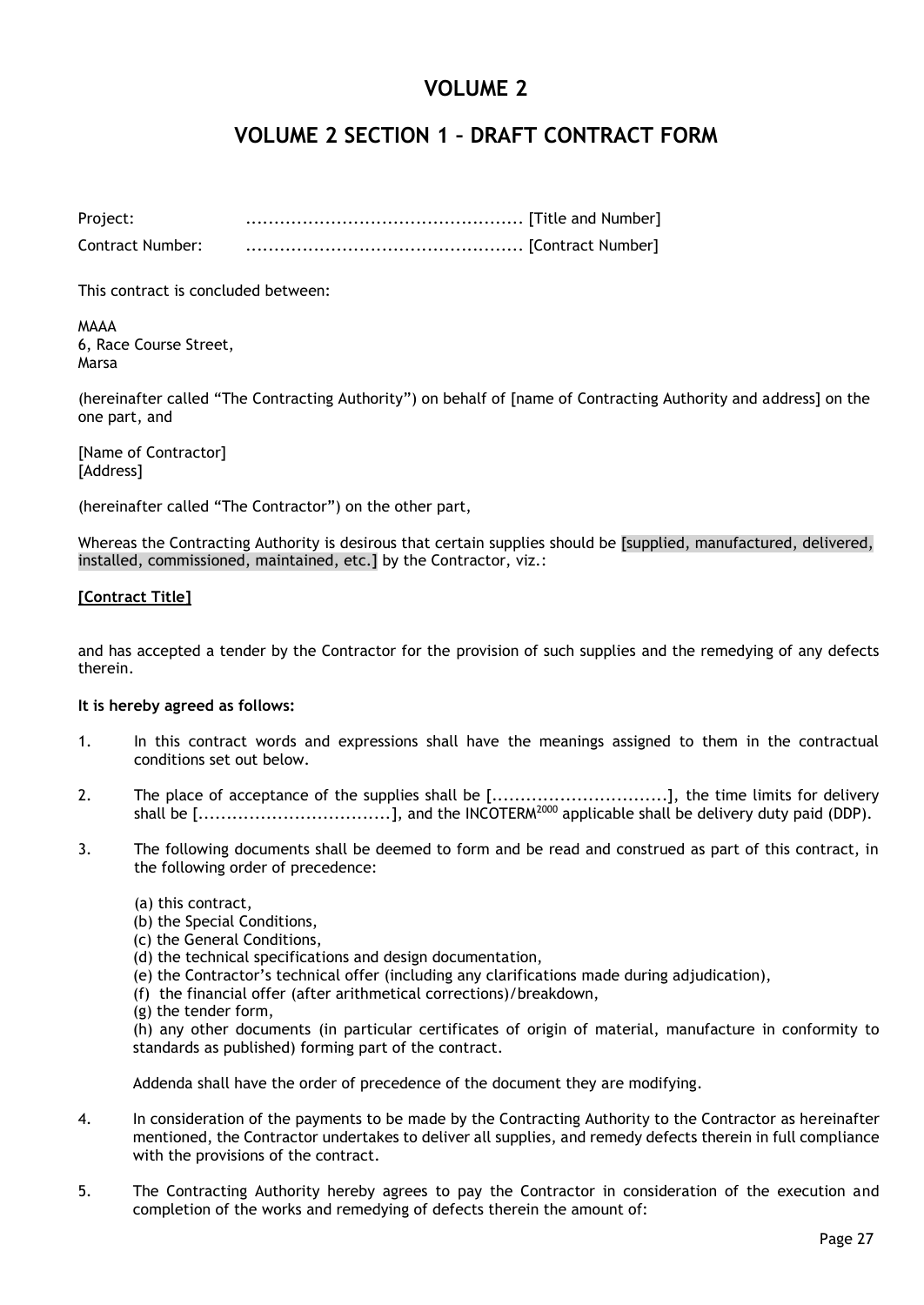# VOLUME 2

## VOLUME 2 SECTION 1 – DRAFT CONTRACT FORM

Project: ................................................. [Title and Number]

Contract Number: ................................................. [Contract Number]

This contract is concluded between:

MAAA
6, Race Course Street,
Marsa

(hereinafter called "The Contracting Authority") on behalf of [name of Contracting Authority and address] on the one part, and

[Name of Contractor]
[Address]

(hereinafter called "The Contractor") on the other part,

Whereas the Contracting Authority is desirous that certain supplies should be [supplied, manufactured, delivered, installed, commissioned, maintained, etc.] by the Contractor, viz.:

**[Contract Title]**

and has accepted a tender by the Contractor for the provision of such supplies and the remedying of any defects therein.

**It is hereby agreed as follows:**

1. In this contract words and expressions shall have the meanings assigned to them in the contractual conditions set out below.

2. The place of acceptance of the supplies shall be [...............................], the time limits for delivery shall be [..................................], and the INCOTERM[2000] applicable shall be delivery duty paid (DDP).

3. The following documents shall be deemed to form and be read and construed as part of this contract, in the following order of precedence:

   (a) this contract,
   (b) the Special Conditions,
   (c) the General Conditions,
   (d) the technical specifications and design documentation,
   (e) the Contractor's technical offer (including any clarifications made during adjudication),
   (f) the financial offer (after arithmetical corrections)/breakdown,
   (g) the tender form,
   (h) any other documents (in particular certificates of origin of material, manufacture in conformity to standards as published) forming part of the contract.

   Addenda shall have the order of precedence of the document they are modifying.

4. In consideration of the payments to be made by the Contracting Authority to the Contractor as hereinafter mentioned, the Contractor undertakes to deliver all supplies, and remedy defects therein in full compliance with the provisions of the contract.

5. The Contracting Authority hereby agrees to pay the Contractor in consideration of the execution and completion of the works and remedying of defects therein the amount of: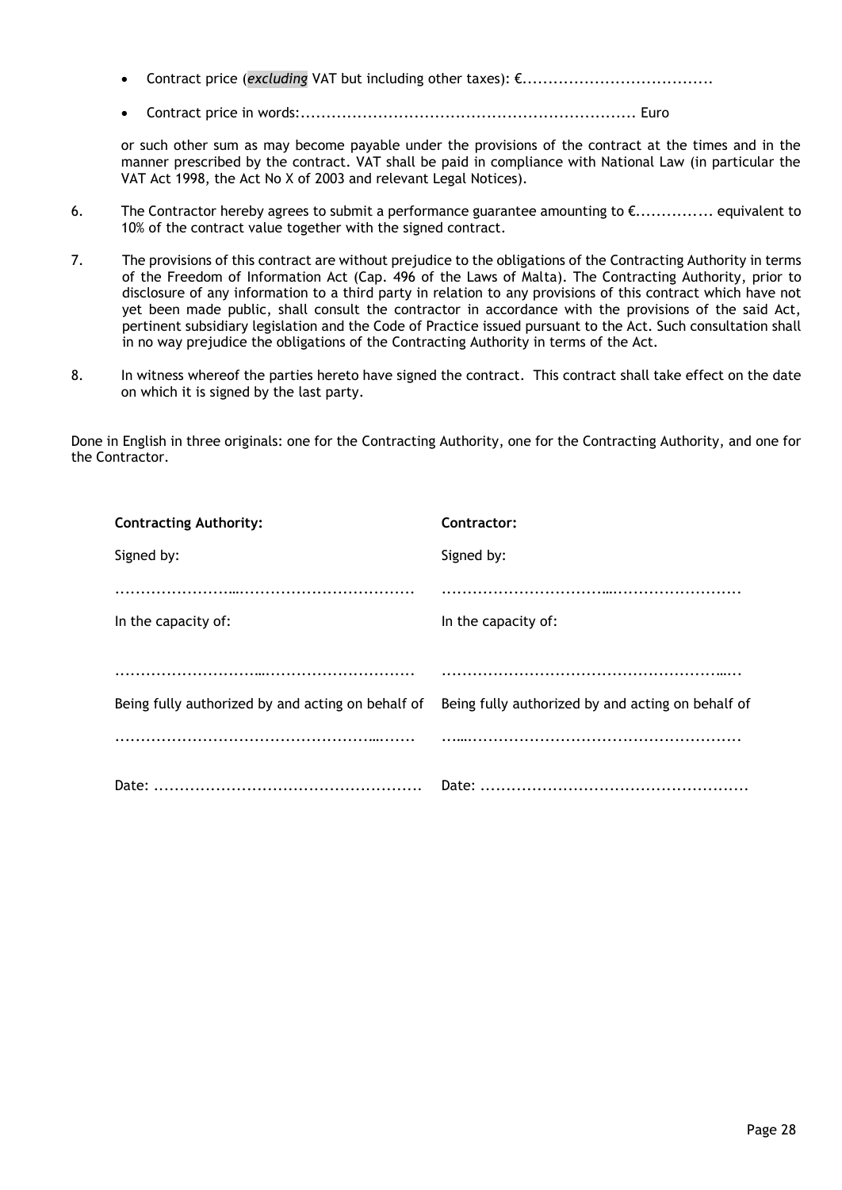- Contract price (*excluding* VAT but including other taxes): €.....................................
- Contract price in words:................................................................. Euro

or such other sum as may become payable under the provisions of the contract at the times and in the manner prescribed by the contract. VAT shall be paid in compliance with National Law (in particular the VAT Act 1998, the Act No X of 2003 and relevant Legal Notices).

6. The Contractor hereby agrees to submit a performance guarantee amounting to €............... equivalent to 10% of the contract value together with the signed contract.

7. The provisions of this contract are without prejudice to the obligations of the Contracting Authority in terms of the Freedom of Information Act (Cap. 496 of the Laws of Malta). The Contracting Authority, prior to disclosure of any information to a third party in relation to any provisions of this contract which have not yet been made public, shall consult the contractor in accordance with the provisions of the said Act, pertinent subsidiary legislation and the Code of Practice issued pursuant to the Act. Such consultation shall in no way prejudice the obligations of the Contracting Authority in terms of the Act.

8. In witness whereof the parties hereto have signed the contract. This contract shall take effect on the date on which it is signed by the last party.

Done in English in three originals: one for the Contracting Authority, one for the Contracting Authority, and one for the Contractor.

| **Contracting Authority:** | **Contractor:** |
| --- | --- |
| Signed by: | Signed by: |
| ........................................................ | ........................................................ |
| In the capacity of: | In the capacity of: |
| ........................................................ | ........................................................ |
| Being fully authorized by and acting on behalf of | Being fully authorized by and acting on behalf of |
| ........................................................ | ........................................................ |
| Date: ................................................... | Date: ................................................... |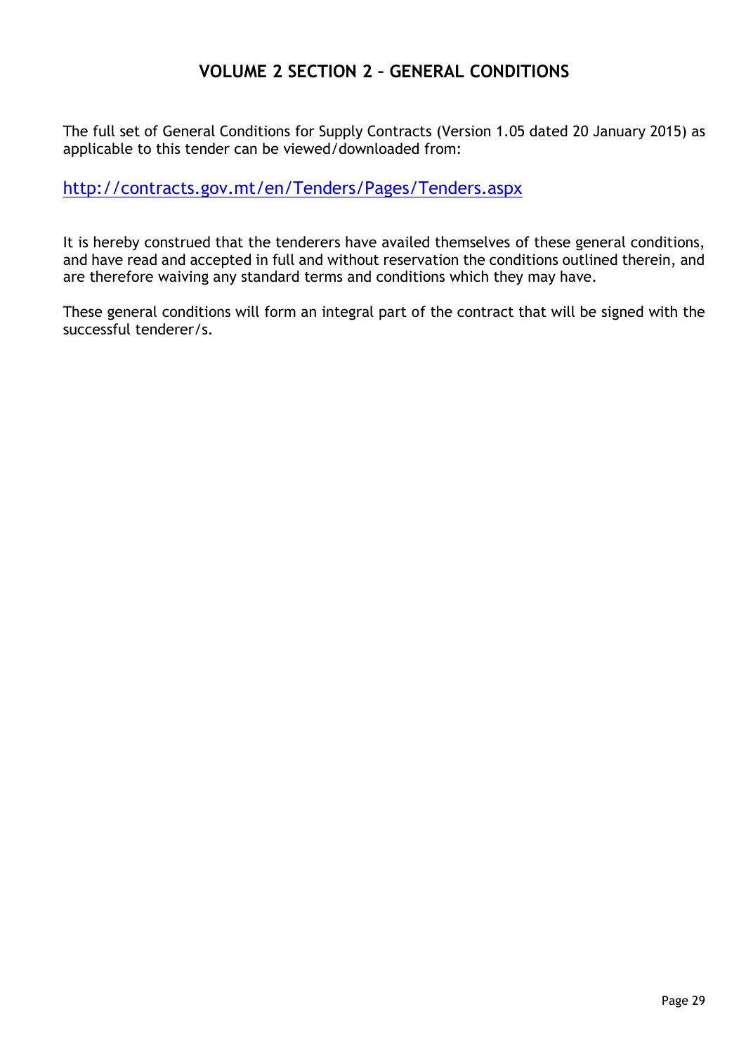# VOLUME 2 SECTION 2 – GENERAL CONDITIONS

The full set of General Conditions for Supply Contracts (Version 1.05 dated 20 January 2015) as applicable to this tender can be viewed/downloaded from:

http://contracts.gov.mt/en/Tenders/Pages/Tenders.aspx

It is hereby construed that the tenderers have availed themselves of these general conditions, and have read and accepted in full and without reservation the conditions outlined therein, and are therefore waiving any standard terms and conditions which they may have.

These general conditions will form an integral part of the contract that will be signed with the successful tenderer/s.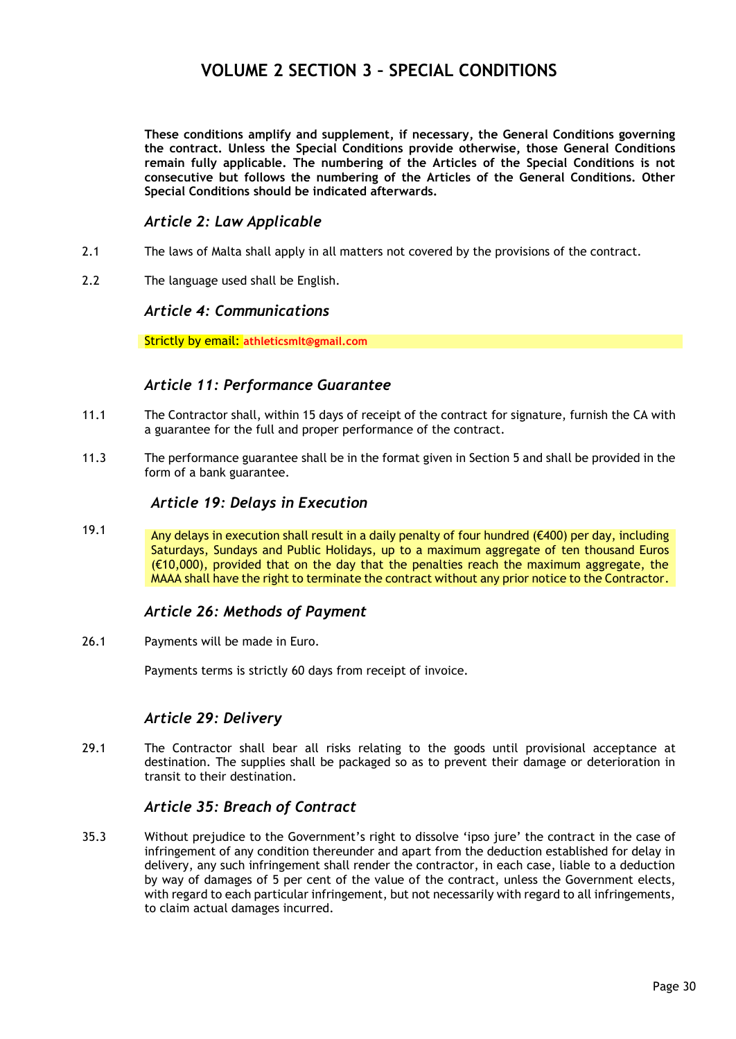# VOLUME 2 SECTION 3 – SPECIAL CONDITIONS

**These conditions amplify and supplement, if necessary, the General Conditions governing the contract. Unless the Special Conditions provide otherwise, those General Conditions remain fully applicable. The numbering of the Articles of the Special Conditions is not consecutive but follows the numbering of the Articles of the General Conditions. Other Special Conditions should be indicated afterwards.**

### *Article 2: Law Applicable*

2.1 The laws of Malta shall apply in all matters not covered by the provisions of the contract.

2.2 The language used shall be English.

### *Article 4: Communications*

Strictly by email: **athleticsmlt@gmail.com**

### *Article 11: Performance Guarantee*

11.1 The Contractor shall, within 15 days of receipt of the contract for signature, furnish the CA with a guarantee for the full and proper performance of the contract.

11.3 The performance guarantee shall be in the format given in Section 5 and shall be provided in the form of a bank guarantee.

### *Article 19: Delays in Execution*

19.1 Any delays in execution shall result in a daily penalty of four hundred (€400) per day, including Saturdays, Sundays and Public Holidays, up to a maximum aggregate of ten thousand Euros (€10,000), provided that on the day that the penalties reach the maximum aggregate, the MAAA shall have the right to terminate the contract without any prior notice to the Contractor.

### *Article 26: Methods of Payment*

26.1 Payments will be made in Euro.

Payments terms is strictly 60 days from receipt of invoice.

### *Article 29: Delivery*

29.1 The Contractor shall bear all risks relating to the goods until provisional acceptance at destination. The supplies shall be packaged so as to prevent their damage or deterioration in transit to their destination.

### *Article 35: Breach of Contract*

35.3 Without prejudice to the Government's right to dissolve 'ipso jure' the contract in the case of infringement of any condition thereunder and apart from the deduction established for delay in delivery, any such infringement shall render the contractor, in each case, liable to a deduction by way of damages of 5 per cent of the value of the contract, unless the Government elects, with regard to each particular infringement, but not necessarily with regard to all infringements, to claim actual damages incurred.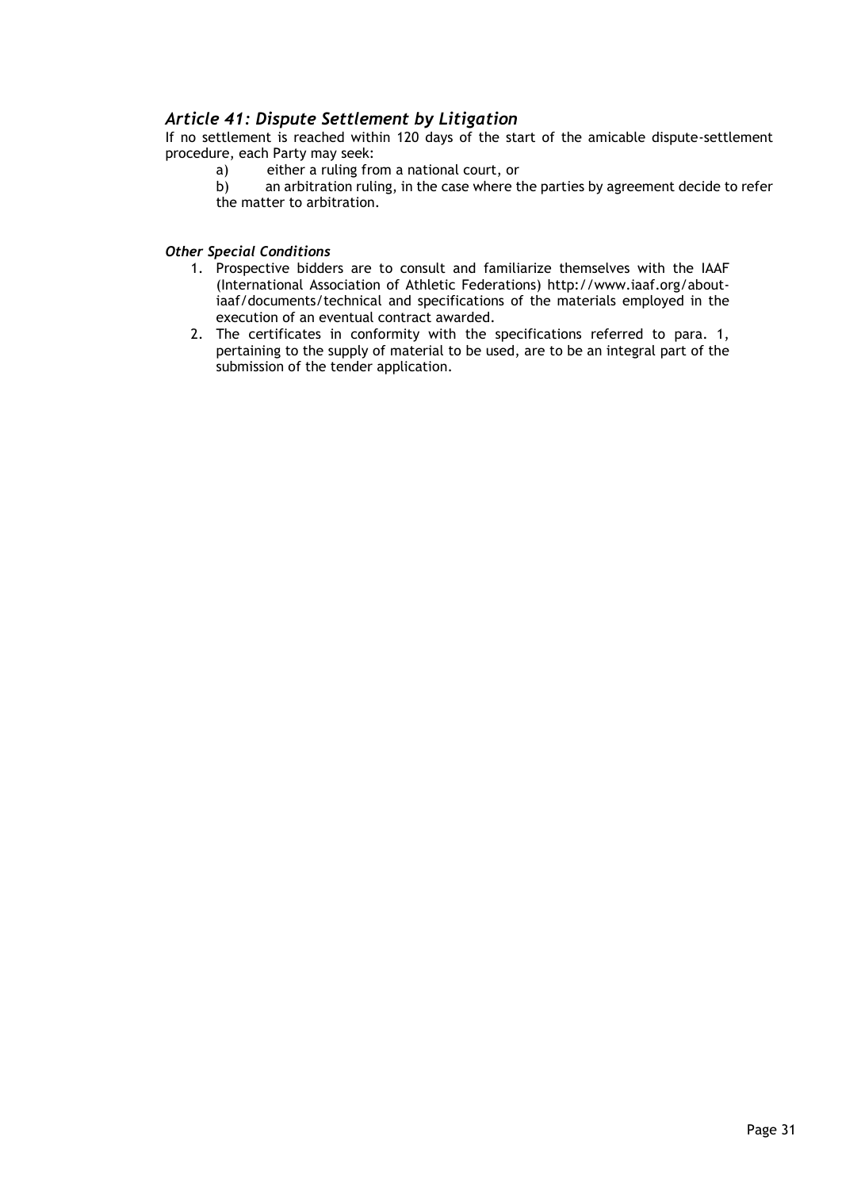### *Article 41: Dispute Settlement by Litigation*

If no settlement is reached within 120 days of the start of the amicable dispute-settlement procedure, each Party may seek:

a) either a ruling from a national court, or

b) an arbitration ruling, in the case where the parties by agreement decide to refer the matter to arbitration.

***Other Special Conditions***

1. Prospective bidders are to consult and familiarize themselves with the IAAF (International Association of Athletic Federations) http://www.iaaf.org/about-iaaf/documents/technical and specifications of the materials employed in the execution of an eventual contract awarded.
2. The certificates in conformity with the specifications referred to para. 1, pertaining to the supply of material to be used, are to be an integral part of the submission of the tender application.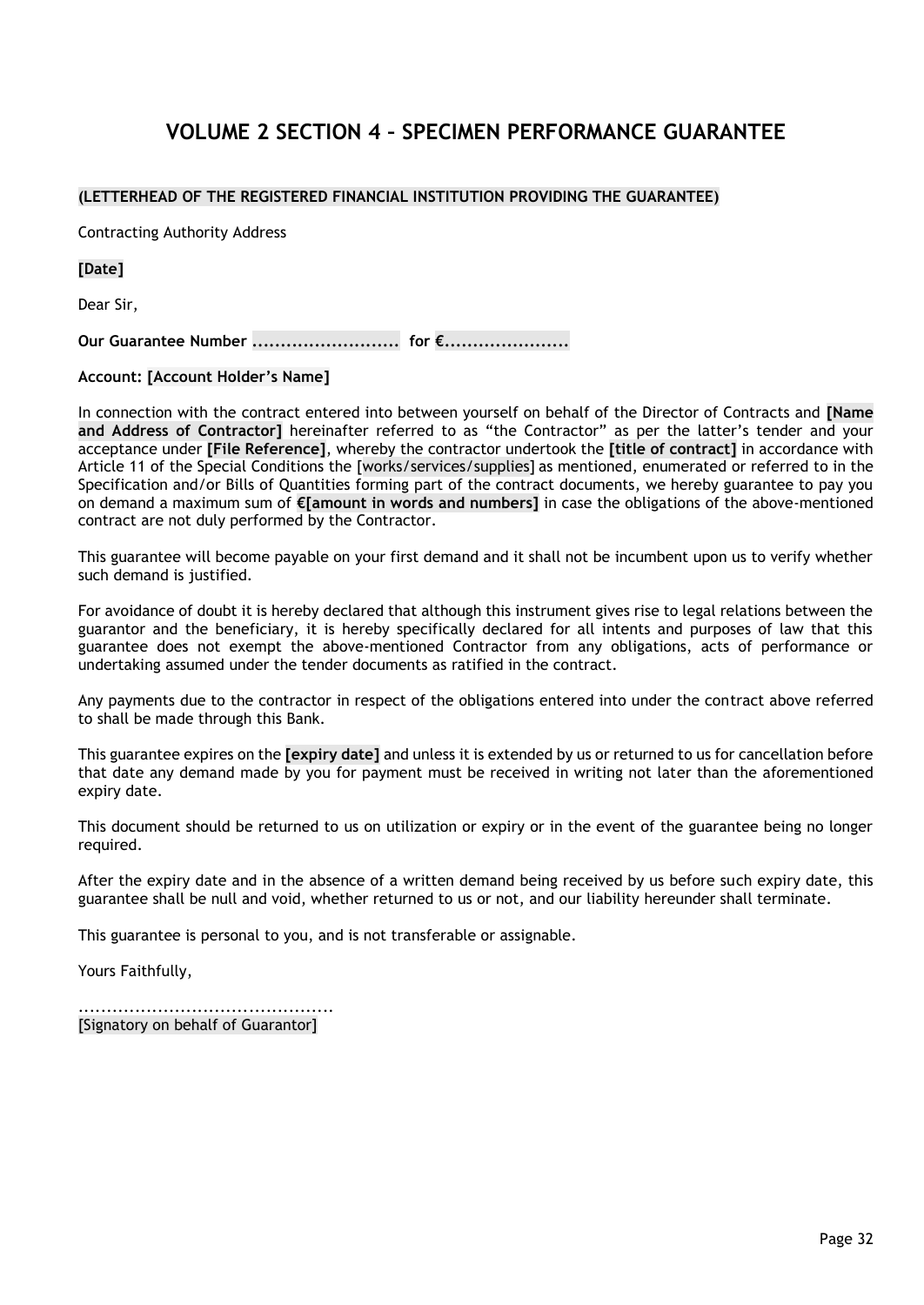# VOLUME 2 SECTION 4 – SPECIMEN PERFORMANCE GUARANTEE

**(LETTERHEAD OF THE REGISTERED FINANCIAL INSTITUTION PROVIDING THE GUARANTEE)**

Contracting Authority Address

**[Date]**

Dear Sir,

**Our Guarantee Number ......................... for €.....................**

**Account: [Account Holder's Name]**

In connection with the contract entered into between yourself on behalf of the Director of Contracts and **[Name and Address of Contractor]** hereinafter referred to as "the Contractor" as per the latter's tender and your acceptance under **[File Reference]**, whereby the contractor undertook the **[title of contract]** in accordance with Article 11 of the Special Conditions the [works/services/supplies] as mentioned, enumerated or referred to in the Specification and/or Bills of Quantities forming part of the contract documents, we hereby guarantee to pay you on demand a maximum sum of **€[amount in words and numbers]** in case the obligations of the above-mentioned contract are not duly performed by the Contractor.

This guarantee will become payable on your first demand and it shall not be incumbent upon us to verify whether such demand is justified.

For avoidance of doubt it is hereby declared that although this instrument gives rise to legal relations between the guarantor and the beneficiary, it is hereby specifically declared for all intents and purposes of law that this guarantee does not exempt the above-mentioned Contractor from any obligations, acts of performance or undertaking assumed under the tender documents as ratified in the contract.

Any payments due to the contractor in respect of the obligations entered into under the contract above referred to shall be made through this Bank.

This guarantee expires on the **[expiry date]** and unless it is extended by us or returned to us for cancellation before that date any demand made by you for payment must be received in writing not later than the aforementioned expiry date.

This document should be returned to us on utilization or expiry or in the event of the guarantee being no longer required.

After the expiry date and in the absence of a written demand being received by us before such expiry date, this guarantee shall be null and void, whether returned to us or not, and our liability hereunder shall terminate.

This guarantee is personal to you, and is not transferable or assignable.

Yours Faithfully,

.............................................
[Signatory on behalf of Guarantor]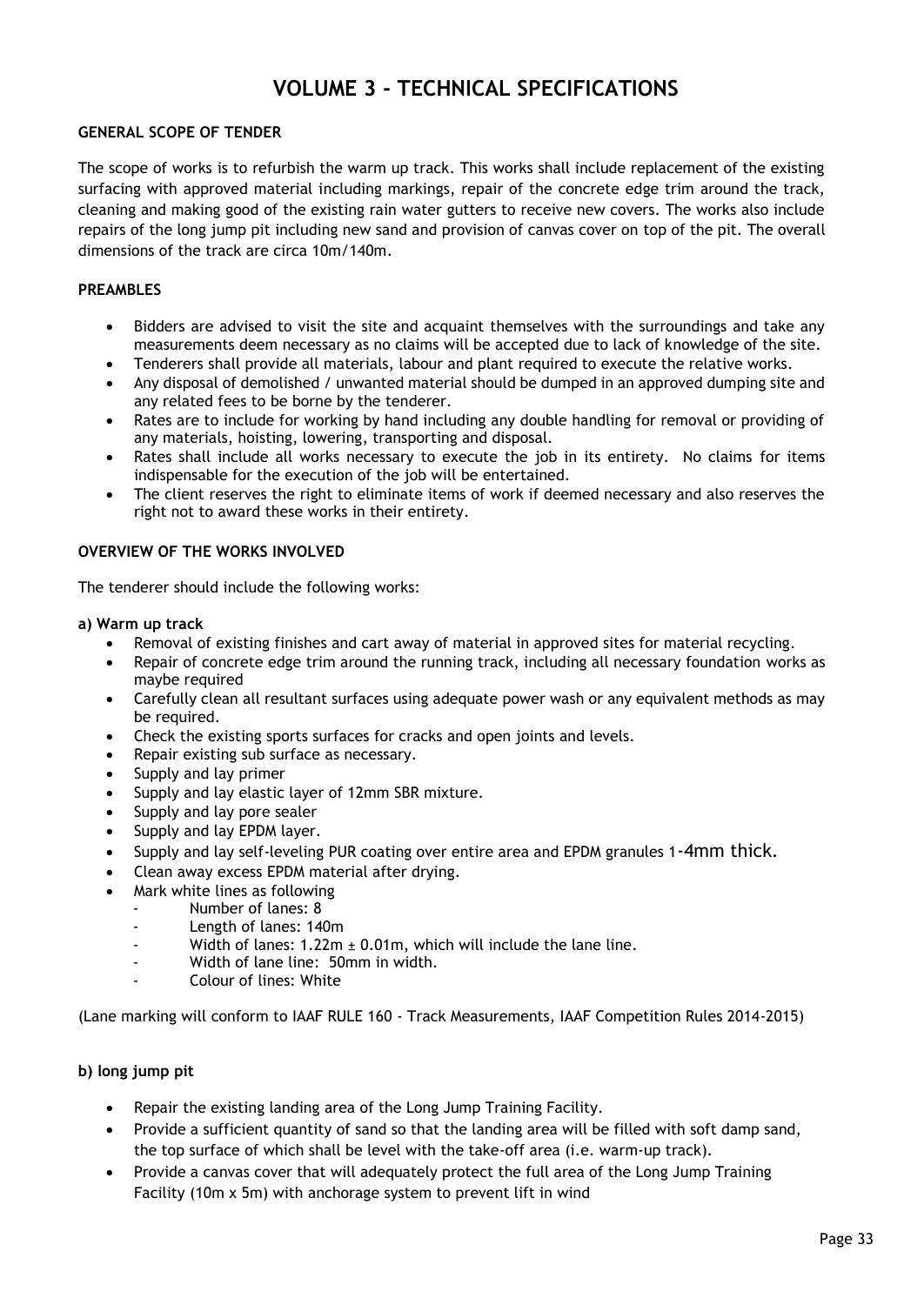# VOLUME 3 - TECHNICAL SPECIFICATIONS

**GENERAL SCOPE OF TENDER**

The scope of works is to refurbish the warm up track. This works shall include replacement of the existing surfacing with approved material including markings, repair of the concrete edge trim around the track, cleaning and making good of the existing rain water gutters to receive new covers. The works also include repairs of the long jump pit including new sand and provision of canvas cover on top of the pit. The overall dimensions of the track are circa 10m/140m.

**PREAMBLES**

- Bidders are advised to visit the site and acquaint themselves with the surroundings and take any measurements deem necessary as no claims will be accepted due to lack of knowledge of the site.
- Tenderers shall provide all materials, labour and plant required to execute the relative works.
- Any disposal of demolished / unwanted material should be dumped in an approved dumping site and any related fees to be borne by the tenderer.
- Rates are to include for working by hand including any double handling for removal or providing of any materials, hoisting, lowering, transporting and disposal.
- Rates shall include all works necessary to execute the job in its entirety. No claims for items indispensable for the execution of the job will be entertained.
- The client reserves the right to eliminate items of work if deemed necessary and also reserves the right not to award these works in their entirety.

**OVERVIEW OF THE WORKS INVOLVED**

The tenderer should include the following works:

**a) Warm up track**

- Removal of existing finishes and cart away of material in approved sites for material recycling.
- Repair of concrete edge trim around the running track, including all necessary foundation works as maybe required
- Carefully clean all resultant surfaces using adequate power wash or any equivalent methods as may be required.
- Check the existing sports surfaces for cracks and open joints and levels.
- Repair existing sub surface as necessary.
- Supply and lay primer
- Supply and lay elastic layer of 12mm SBR mixture.
- Supply and lay pore sealer
- Supply and lay EPDM layer.
- Supply and lay self-leveling PUR coating over entire area and EPDM granules 1-4mm thick.
- Clean away excess EPDM material after drying.
- Mark white lines as following
  - Number of lanes: 8
  - Length of lanes: 140m
  - Width of lanes: 1.22m ± 0.01m, which will include the lane line.
  - Width of lane line: 50mm in width.
  - Colour of lines: White

(Lane marking will conform to IAAF RULE 160 - Track Measurements, IAAF Competition Rules 2014-2015)

**b) long jump pit**

- Repair the existing landing area of the Long Jump Training Facility.
- Provide a sufficient quantity of sand so that the landing area will be filled with soft damp sand, the top surface of which shall be level with the take-off area (i.e. warm-up track).
- Provide a canvas cover that will adequately protect the full area of the Long Jump Training Facility (10m x 5m) with anchorage system to prevent lift in wind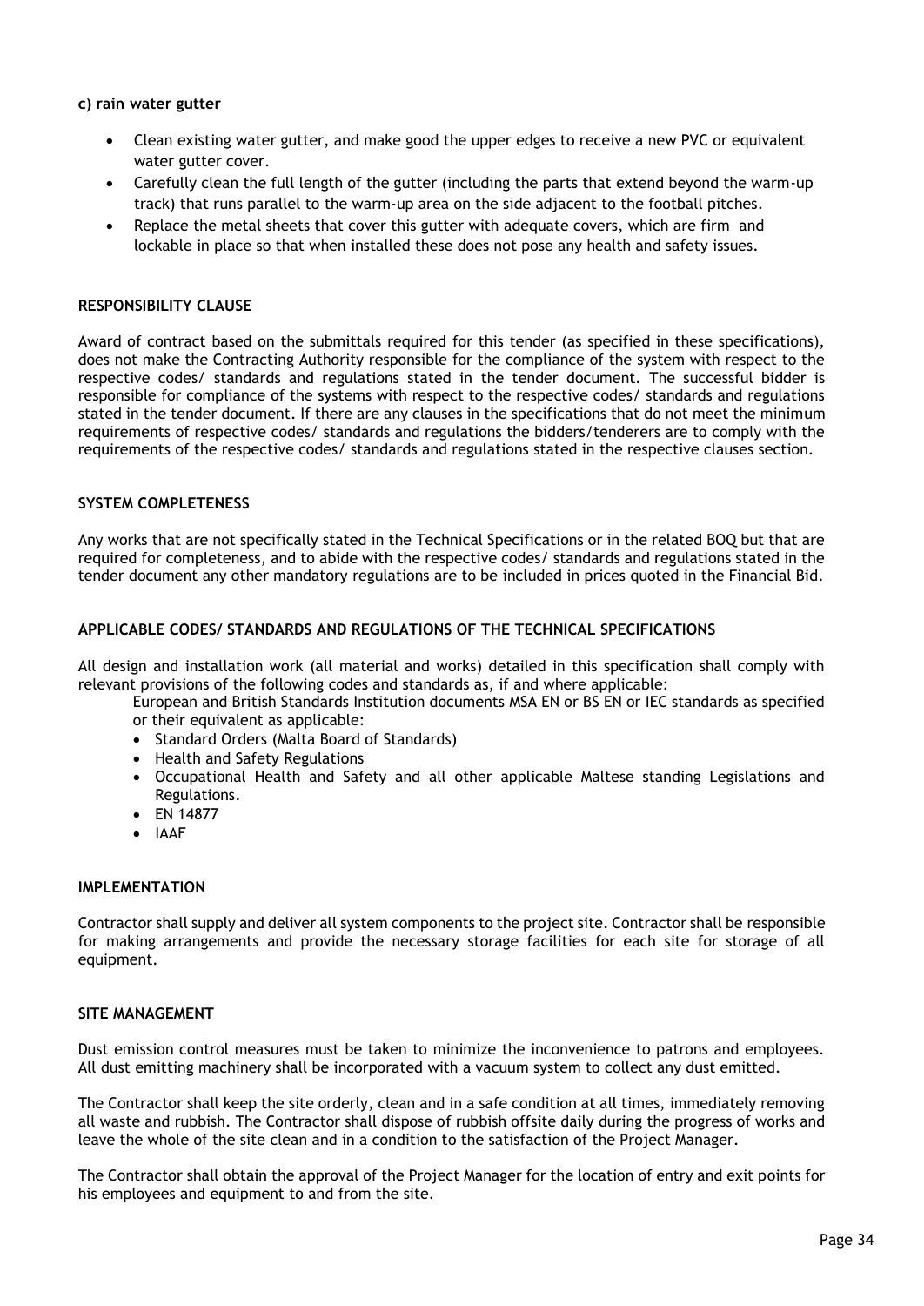**c) rain water gutter**

- Clean existing water gutter, and make good the upper edges to receive a new PVC or equivalent water gutter cover.
- Carefully clean the full length of the gutter (including the parts that extend beyond the warm-up track) that runs parallel to the warm-up area on the side adjacent to the football pitches.
- Replace the metal sheets that cover this gutter with adequate covers, which are firm and lockable in place so that when installed these does not pose any health and safety issues.

**RESPONSIBILITY CLAUSE**

Award of contract based on the submittals required for this tender (as specified in these specifications), does not make the Contracting Authority responsible for the compliance of the system with respect to the respective codes/ standards and regulations stated in the tender document. The successful bidder is responsible for compliance of the systems with respect to the respective codes/ standards and regulations stated in the tender document. If there are any clauses in the specifications that do not meet the minimum requirements of respective codes/ standards and regulations the bidders/tenderers are to comply with the requirements of the respective codes/ standards and regulations stated in the respective clauses section.

**SYSTEM COMPLETENESS**

Any works that are not specifically stated in the Technical Specifications or in the related BOQ but that are required for completeness, and to abide with the respective codes/ standards and regulations stated in the tender document any other mandatory regulations are to be included in prices quoted in the Financial Bid.

**APPLICABLE CODES/ STANDARDS AND REGULATIONS OF THE TECHNICAL SPECIFICATIONS**

All design and installation work (all material and works) detailed in this specification shall comply with relevant provisions of the following codes and standards as, if and where applicable:

European and British Standards Institution documents MSA EN or BS EN or IEC standards as specified or their equivalent as applicable:

- Standard Orders (Malta Board of Standards)
- Health and Safety Regulations
- Occupational Health and Safety and all other applicable Maltese standing Legislations and Regulations.
- EN 14877
- IAAF

**IMPLEMENTATION**

Contractor shall supply and deliver all system components to the project site. Contractor shall be responsible for making arrangements and provide the necessary storage facilities for each site for storage of all equipment.

**SITE MANAGEMENT**

Dust emission control measures must be taken to minimize the inconvenience to patrons and employees. All dust emitting machinery shall be incorporated with a vacuum system to collect any dust emitted.

The Contractor shall keep the site orderly, clean and in a safe condition at all times, immediately removing all waste and rubbish. The Contractor shall dispose of rubbish offsite daily during the progress of works and leave the whole of the site clean and in a condition to the satisfaction of the Project Manager.

The Contractor shall obtain the approval of the Project Manager for the location of entry and exit points for his employees and equipment to and from the site.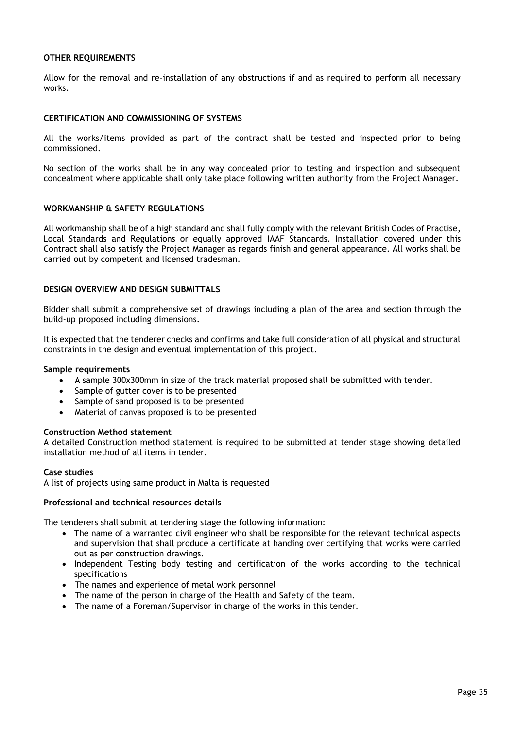## OTHER REQUIREMENTS

Allow for the removal and re-installation of any obstructions if and as required to perform all necessary works.

## CERTIFICATION AND COMMISSIONING OF SYSTEMS

All the works/items provided as part of the contract shall be tested and inspected prior to being commissioned.

No section of the works shall be in any way concealed prior to testing and inspection and subsequent concealment where applicable shall only take place following written authority from the Project Manager.

## WORKMANSHIP & SAFETY REGULATIONS

All workmanship shall be of a high standard and shall fully comply with the relevant British Codes of Practise, Local Standards and Regulations or equally approved IAAF Standards. Installation covered under this Contract shall also satisfy the Project Manager as regards finish and general appearance. All works shall be carried out by competent and licensed tradesman.

## DESIGN OVERVIEW AND DESIGN SUBMITTALS

Bidder shall submit a comprehensive set of drawings including a plan of the area and section through the build-up proposed including dimensions.

It is expected that the tenderer checks and confirms and take full consideration of all physical and structural constraints in the design and eventual implementation of this project.

### Sample requirements

- A sample 300x300mm in size of the track material proposed shall be submitted with tender.
- Sample of gutter cover is to be presented
- Sample of sand proposed is to be presented
- Material of canvas proposed is to be presented

### Construction Method statement

A detailed Construction method statement is required to be submitted at tender stage showing detailed installation method of all items in tender.

### Case studies

A list of projects using same product in Malta is requested

### Professional and technical resources details

The tenderers shall submit at tendering stage the following information:

- The name of a warranted civil engineer who shall be responsible for the relevant technical aspects and supervision that shall produce a certificate at handing over certifying that works were carried out as per construction drawings.
- Independent Testing body testing and certification of the works according to the technical specifications
- The names and experience of metal work personnel
- The name of the person in charge of the Health and Safety of the team.
- The name of a Foreman/Supervisor in charge of the works in this tender.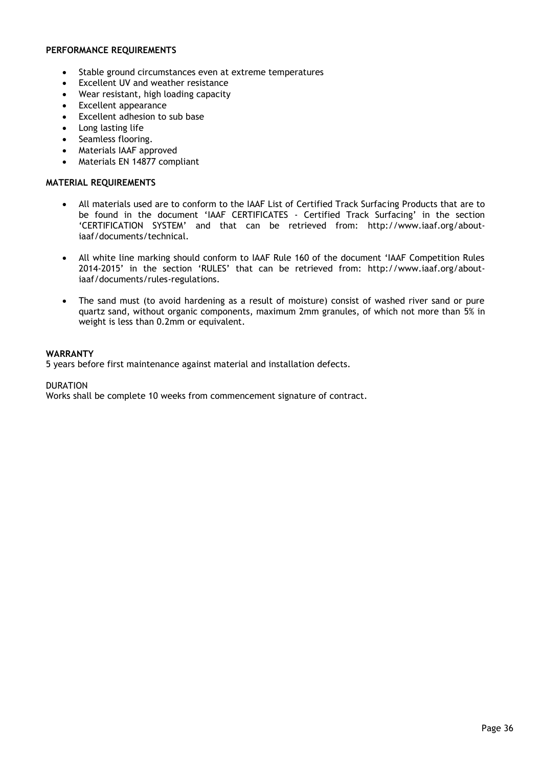**PERFORMANCE REQUIREMENTS**

- Stable ground circumstances even at extreme temperatures
- Excellent UV and weather resistance
- Wear resistant, high loading capacity
- Excellent appearance
- Excellent adhesion to sub base
- Long lasting life
- Seamless flooring.
- Materials IAAF approved
- Materials EN 14877 compliant

**MATERIAL REQUIREMENTS**

- All materials used are to conform to the IAAF List of Certified Track Surfacing Products that are to be found in the document 'IAAF CERTIFICATES - Certified Track Surfacing' in the section 'CERTIFICATION SYSTEM' and that can be retrieved from: http://www.iaaf.org/about-iaaf/documents/technical.

- All white line marking should conform to IAAF Rule 160 of the document 'IAAF Competition Rules 2014-2015' in the section 'RULES' that can be retrieved from: http://www.iaaf.org/about-iaaf/documents/rules-regulations.

- The sand must (to avoid hardening as a result of moisture) consist of washed river sand or pure quartz sand, without organic components, maximum 2mm granules, of which not more than 5% in weight is less than 0.2mm or equivalent.

**WARRANTY**

5 years before first maintenance against material and installation defects.

DURATION

Works shall be complete 10 weeks from commencement signature of contract.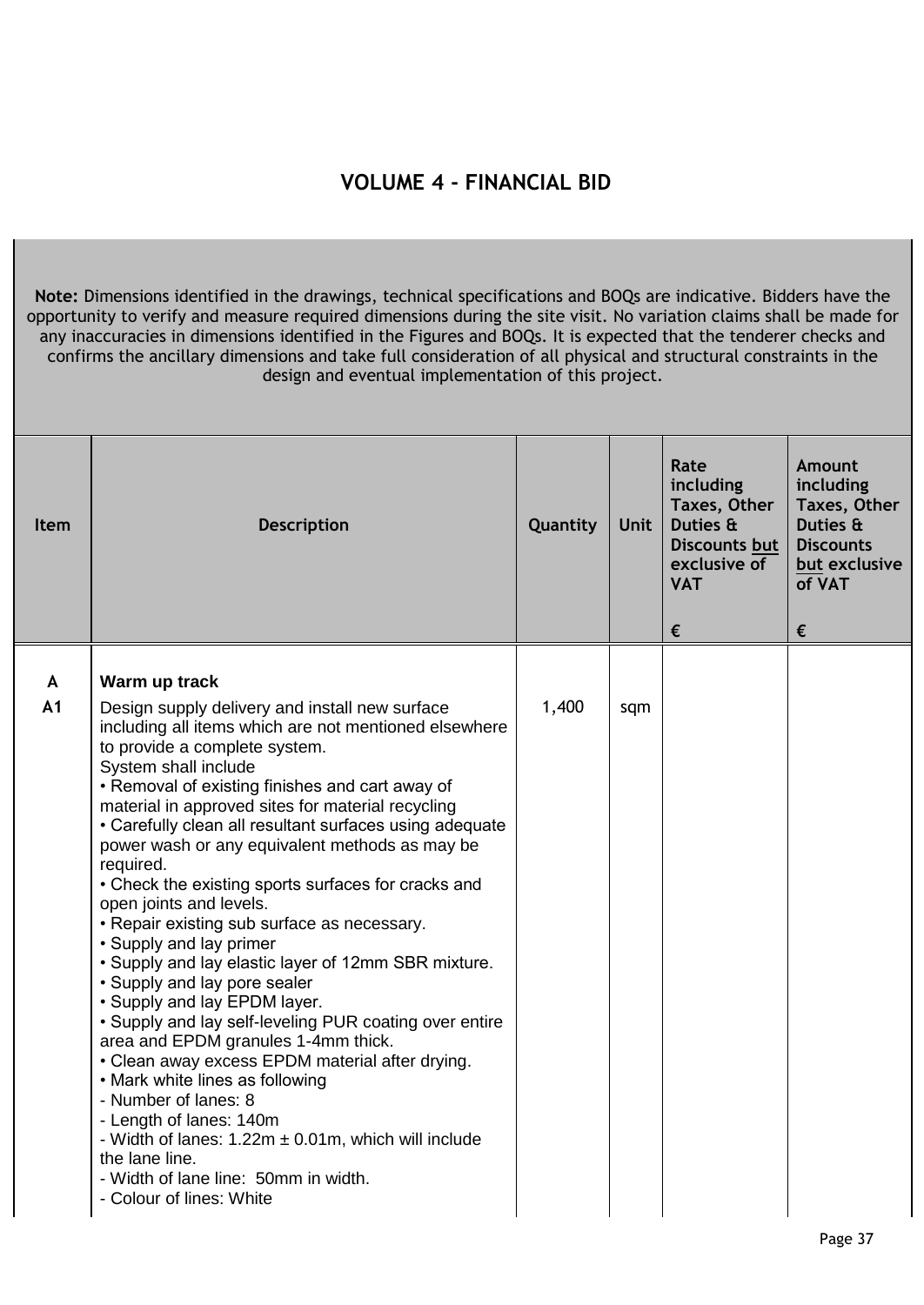# VOLUME 4 - FINANCIAL BID

**Note:** Dimensions identified in the drawings, technical specifications and BOQs are indicative. Bidders have the opportunity to verify and measure required dimensions during the site visit. No variation claims shall be made for any inaccuracies in dimensions identified in the Figures and BOQs. It is expected that the tenderer checks and confirms the ancillary dimensions and take full consideration of all physical and structural constraints in the design and eventual implementation of this project.

| Item | Description | Quantity | Unit | Rate including Taxes, Other Duties & Discounts but exclusive of VAT<br><br>€ | Amount including Taxes, Other Duties & Discounts but exclusive of VAT<br><br>€ |
|---|---|---|---|---|---|
| A | **Warm up track** | | | | |
| A1 | Design supply delivery and install new surface including all items which are not mentioned elsewhere to provide a complete system.<br>System shall include<br>• Removal of existing finishes and cart away of material in approved sites for material recycling<br>• Carefully clean all resultant surfaces using adequate power wash or any equivalent methods as may be required.<br>• Check the existing sports surfaces for cracks and open joints and levels.<br>• Repair existing sub surface as necessary.<br>• Supply and lay primer<br>• Supply and lay elastic layer of 12mm SBR mixture.<br>• Supply and lay pore sealer<br>• Supply and lay EPDM layer.<br>• Supply and lay self-leveling PUR coating over entire area and EPDM granules 1-4mm thick.<br>• Clean away excess EPDM material after drying.<br>• Mark white lines as following<br>- Number of lanes: 8<br>- Length of lanes: 140m<br>- Width of lanes: 1.22m ± 0.01m, which will include the lane line.<br>- Width of lane line: 50mm in width.<br>- Colour of lines: White | 1,400 | sqm | | |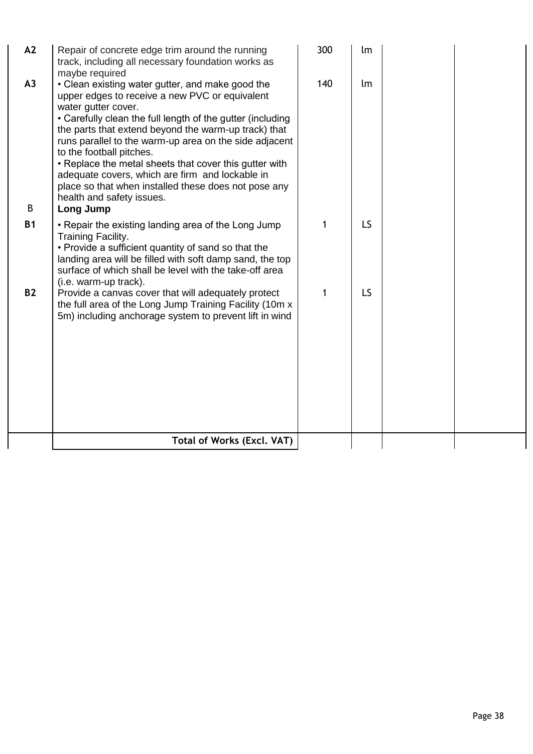| | | | | | |
|---|---|---|---|---|---|
| **A2** | Repair of concrete edge trim around the running track, including all necessary foundation works as maybe required | 300 | lm | | |
| **A3** | • Clean existing water gutter, and make good the upper edges to receive a new PVC or equivalent water gutter cover.<br>• Carefully clean the full length of the gutter (including the parts that extend beyond the warm-up track) that runs parallel to the warm-up area on the side adjacent to the football pitches.<br>• Replace the metal sheets that cover this gutter with adequate covers, which are firm and lockable in place so that when installed these does not pose any health and safety issues. | 140 | lm | | |
| B | **Long Jump** | | | | |
| **B1** | • Repair the existing landing area of the Long Jump Training Facility.<br>• Provide a sufficient quantity of sand so that the landing area will be filled with soft damp sand, the top surface of which shall be level with the take-off area (i.e. warm-up track). | 1 | LS | | |
| **B2** | Provide a canvas cover that will adequately protect the full area of the Long Jump Training Facility (10m x 5m) including anchorage system to prevent lift in wind | 1 | LS | | |
| | **Total of Works (Excl. VAT)** | | | | |